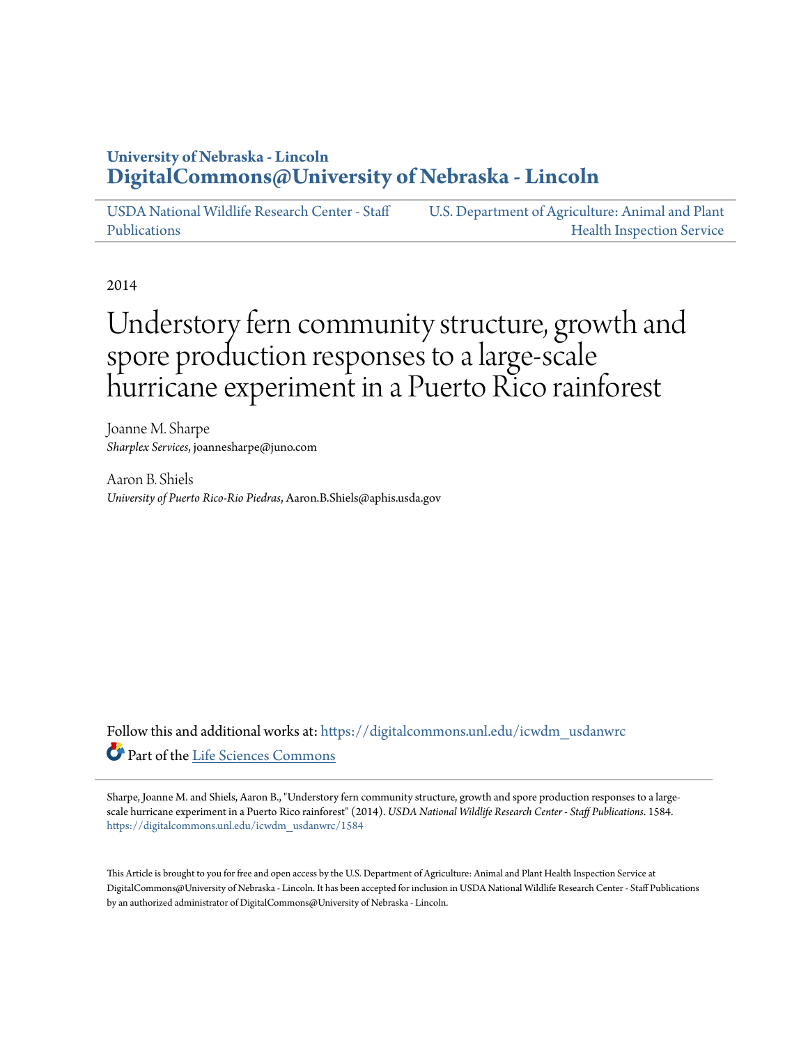University of Nebraska - Lincoln
**DigitalCommons@University of Nebraska - Lincoln**

USDA National Wildlife Research Center - Staff Publications | U.S. Department of Agriculture: Animal and Plant Health Inspection Service

2014

# Understory fern community structure, growth and spore production responses to a large-scale hurricane experiment in a Puerto Rico rainforest

Joanne M. Sharpe
*Sharplex Services*, joannesharpe@juno.com

Aaron B. Shiels
*University of Puerto Rico-Rio Piedras*, Aaron.B.Shiels@aphis.usda.gov

Follow this and additional works at: https://digitalcommons.unl.edu/icwdm_usdanwrc

Part of the Life Sciences Commons

Sharpe, Joanne M. and Shiels, Aaron B., "Understory fern community structure, growth and spore production responses to a large-scale hurricane experiment in a Puerto Rico rainforest" (2014). *USDA National Wildlife Research Center - Staff Publications*. 1584.
https://digitalcommons.unl.edu/icwdm_usdanwrc/1584

This Article is brought to you for free and open access by the U.S. Department of Agriculture: Animal and Plant Health Inspection Service at DigitalCommons@University of Nebraska - Lincoln. It has been accepted for inclusion in USDA National Wildlife Research Center - Staff Publications by an authorized administrator of DigitalCommons@University of Nebraska - Lincoln.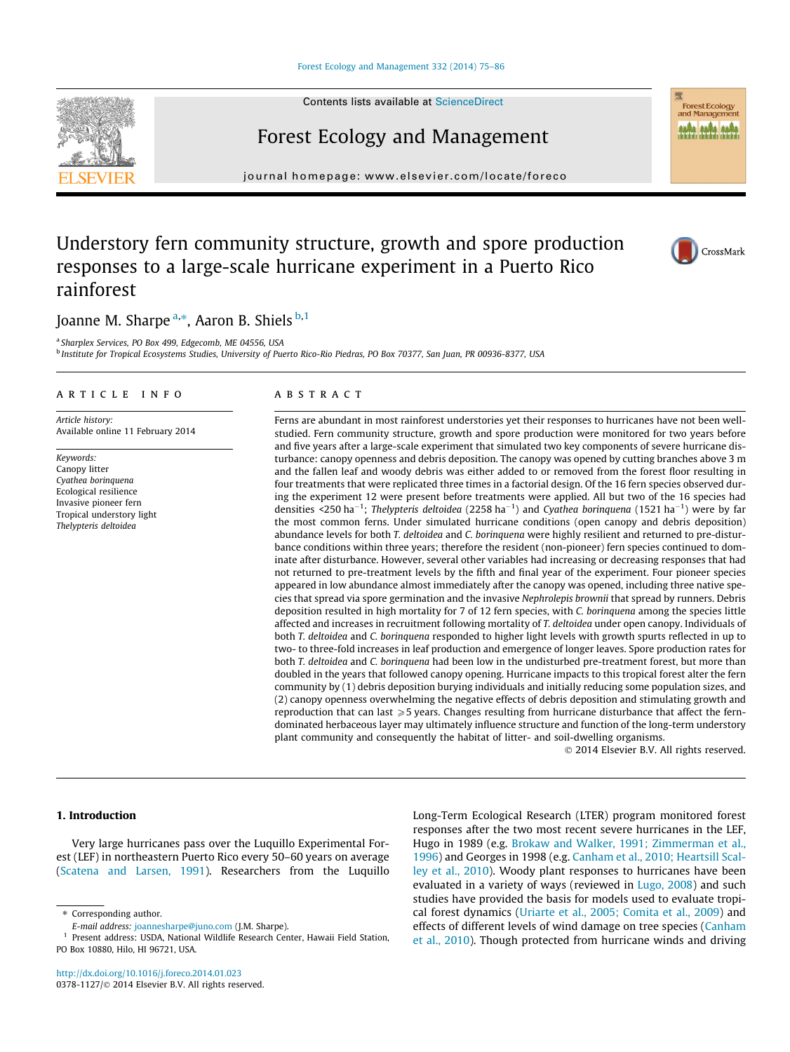Forest Ecology and Management 332 (2014) 75–86

Contents lists available at ScienceDirect

# Forest Ecology and Management

journal homepage: www.elsevier.com/locate/foreco

# Understory fern community structure, growth and spore production responses to a large-scale hurricane experiment in a Puerto Rico rainforest

Joanne M. Sharpe [a,*], Aaron B. Shiels [b,1]

[a] Sharplex Services, PO Box 499, Edgecomb, ME 04556, USA
[b] Institute for Tropical Ecosystems Studies, University of Puerto Rico-Rio Piedras, PO Box 70377, San Juan, PR 00936-8377, USA

## ARTICLE INFO

*Article history:*
Available online 11 February 2014

*Keywords:*
Canopy litter
*Cyathea borinquena*
Ecological resilience
Invasive pioneer fern
Tropical understory light
*Thelypteris deltoidea*

## ABSTRACT

Ferns are abundant in most rainforest understories yet their responses to hurricanes have not been well-studied. Fern community structure, growth and spore production were monitored for two years before and five years after a large-scale experiment that simulated two key components of severe hurricane disturbance: canopy openness and debris deposition. The canopy was opened by cutting branches above 3 m and the fallen leaf and woody debris was either added to or removed from the forest floor resulting in four treatments that were replicated three times in a factorial design. Of the 16 fern species observed during the experiment 12 were present before treatments were applied. All but two of the 16 species had densities <250 ha$^{-1}$; *Thelypteris deltoidea* (2258 ha$^{-1}$) and *Cyathea borinquena* (1521 ha$^{-1}$) were by far the most common ferns. Under simulated hurricane conditions (open canopy and debris deposition) abundance levels for both *T. deltoidea* and *C. borinquena* were highly resilient and returned to pre-disturbance conditions within three years; therefore the resident (non-pioneer) fern species continued to dominate after disturbance. However, several other variables had increasing or decreasing responses that had not returned to pre-treatment levels by the fifth and final year of the experiment. Four pioneer species appeared in low abundance almost immediately after the canopy was opened, including three native species that spread via spore germination and the invasive *Nephrolepis brownii* that spread by runners. Debris deposition resulted in high mortality for 7 of 12 fern species, with *C. borinquena* among the species little affected and increases in recruitment following mortality of *T. deltoidea* under open canopy. Individuals of both *T. deltoidea* and *C. borinquena* responded to higher light levels with growth spurts reflected in up to two- to three-fold increases in leaf production and emergence of longer leaves. Spore production rates for both *T. deltoidea* and *C. borinquena* had been low in the undisturbed pre-treatment forest, but more than doubled in the years that followed canopy opening. Hurricane impacts to this tropical forest alter the fern community by (1) debris deposition burying individuals and initially reducing some population sizes, and (2) canopy openness overwhelming the negative effects of debris deposition and stimulating growth and reproduction that can last ⩾5 years. Changes resulting from hurricane disturbance that affect the fern-dominated herbaceous layer may ultimately influence structure and function of the long-term understory plant community and consequently the habitat of litter- and soil-dwelling organisms.

© 2014 Elsevier B.V. All rights reserved.

## 1. Introduction

Very large hurricanes pass over the Luquillo Experimental Forest (LEF) in northeastern Puerto Rico every 50–60 years on average (Scatena and Larsen, 1991). Researchers from the Luquillo Long-Term Ecological Research (LTER) program monitored forest responses after the two most recent severe hurricanes in the LEF, Hugo in 1989 (e.g. Brokaw and Walker, 1991; Zimmerman et al., 1996) and Georges in 1998 (e.g. Canham et al., 2010; Heartsill Scalley et al., 2010). Woody plant responses to hurricanes have been evaluated in a variety of ways (reviewed in Lugo, 2008) and such studies have provided the basis for models used to evaluate tropical forest dynamics (Uriarte et al., 2005; Comita et al., 2009) and effects of different levels of wind damage on tree species (Canham et al., 2010). Though protected from hurricane winds and driving

* Corresponding author.
E-mail address: joannesharpe@juno.com (J.M. Sharpe).
[1] Present address: USDA, National Wildlife Research Center, Hawaii Field Station, PO Box 10880, Hilo, HI 96721, USA.

http://dx.doi.org/10.1016/j.foreco.2014.01.023
0378-1127/© 2014 Elsevier B.V. All rights reserved.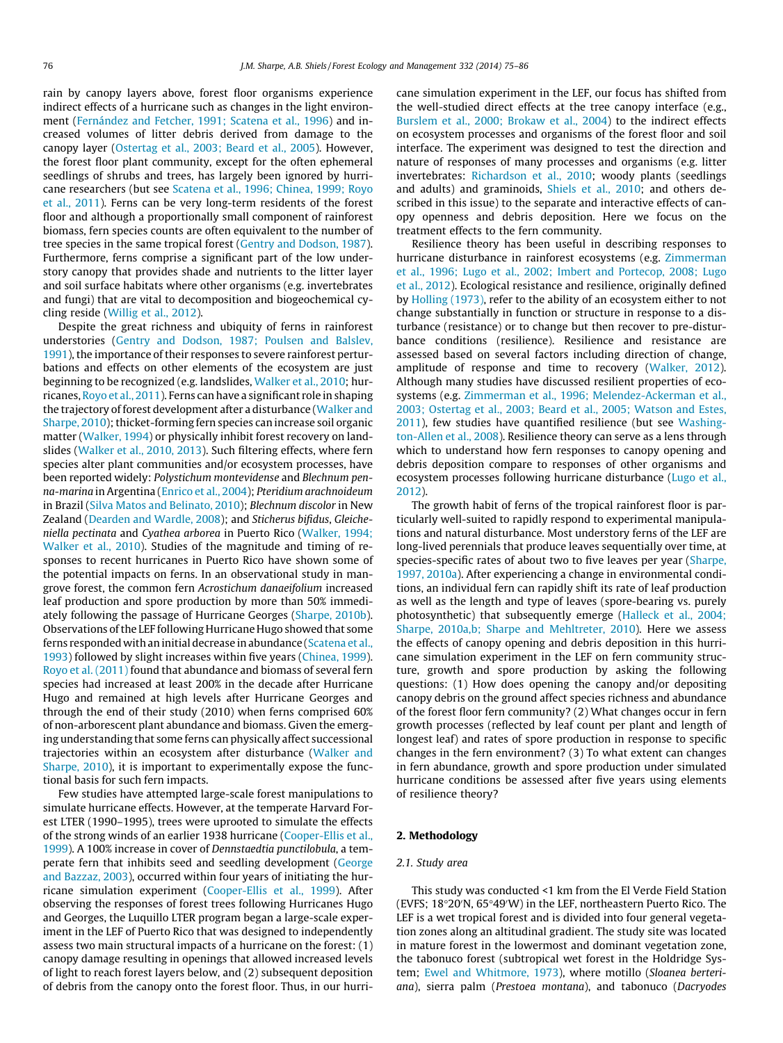rain by canopy layers above, forest floor organisms experience indirect effects of a hurricane such as changes in the light environment (Fernández and Fetcher, 1991; Scatena et al., 1996) and increased volumes of litter debris derived from damage to the canopy layer (Ostertag et al., 2003; Beard et al., 2005). However, the forest floor plant community, except for the often ephemeral seedlings of shrubs and trees, has largely been ignored by hurricane researchers (but see Scatena et al., 1996; Chinea, 1999; Royo et al., 2011). Ferns can be very long-term residents of the forest floor and although a proportionally small component of rainforest biomass, fern species counts are often equivalent to the number of tree species in the same tropical forest (Gentry and Dodson, 1987). Furthermore, ferns comprise a significant part of the low understory canopy that provides shade and nutrients to the litter layer and soil surface habitats where other organisms (e.g. invertebrates and fungi) that are vital to decomposition and biogeochemical cycling reside (Willig et al., 2012).

Despite the great richness and ubiquity of ferns in rainforest understories (Gentry and Dodson, 1987; Poulsen and Balslev, 1991), the importance of their responses to severe rainforest perturbations and effects on other elements of the ecosystem are just beginning to be recognized (e.g. landslides, Walker et al., 2010; hurricanes, Royo et al., 2011). Ferns can have a significant role in shaping the trajectory of forest development after a disturbance (Walker and Sharpe, 2010); thicket-forming fern species can increase soil organic matter (Walker, 1994) or physically inhibit forest recovery on landslides (Walker et al., 2010, 2013). Such filtering effects, where fern species alter plant communities and/or ecosystem processes, have been reported widely: *Polystichum montevidense* and *Blechnum penna-marina* in Argentina (Enrico et al., 2004); *Pteridium arachnoideum* in Brazil (Silva Matos and Belinato, 2010); *Blechnum discolor* in New Zealand (Dearden and Wardle, 2008); and *Sticherus bifidus*, *Gleicheniella pectinata* and *Cyathea arborea* in Puerto Rico (Walker, 1994; Walker et al., 2010). Studies of the magnitude and timing of responses to recent hurricanes in Puerto Rico have shown some of the potential impacts on ferns. In an observational study in mangrove forest, the common fern *Acrostichum danaeifolium* increased leaf production and spore production by more than 50% immediately following the passage of Hurricane Georges (Sharpe, 2010b). Observations of the LEF following Hurricane Hugo showed that some ferns responded with an initial decrease in abundance (Scatena et al., 1993) followed by slight increases within five years (Chinea, 1999). Royo et al. (2011) found that abundance and biomass of several fern species had increased at least 200% in the decade after Hurricane Hugo and remained at high levels after Hurricane Georges and through the end of their study (2010) when ferns comprised 60% of non-arborescent plant abundance and biomass. Given the emerging understanding that some ferns can physically affect successional trajectories within an ecosystem after disturbance (Walker and Sharpe, 2010), it is important to experimentally expose the functional basis for such fern impacts.

Few studies have attempted large-scale forest manipulations to simulate hurricane effects. However, at the temperate Harvard Forest LTER (1990–1995), trees were uprooted to simulate the effects of the strong winds of an earlier 1938 hurricane (Cooper-Ellis et al., 1999). A 100% increase in cover of *Dennstaedtia punctilobula*, a temperate fern that inhibits seed and seedling development (George and Bazzaz, 2003), occurred within four years of initiating the hurricane simulation experiment (Cooper-Ellis et al., 1999). After observing the responses of forest trees following Hurricanes Hugo and Georges, the Luquillo LTER program began a large-scale experiment in the LEF of Puerto Rico that was designed to independently assess two main structural impacts of a hurricane on the forest: (1) canopy damage resulting in openings that allowed increased levels of light to reach forest layers below, and (2) subsequent deposition of debris from the canopy onto the forest floor. Thus, in our hurricane simulation experiment in the LEF, our focus has shifted from the well-studied direct effects at the tree canopy interface (e.g., Burslem et al., 2000; Brokaw et al., 2004) to the indirect effects on ecosystem processes and organisms of the forest floor and soil interface. The experiment was designed to test the direction and nature of responses of many processes and organisms (e.g. litter invertebrates: Richardson et al., 2010; woody plants (seedlings and adults) and graminoids, Shiels et al., 2010; and others described in this issue) to the separate and interactive effects of canopy openness and debris deposition. Here we focus on the treatment effects to the fern community.

Resilience theory has been useful in describing responses to hurricane disturbance in rainforest ecosystems (e.g. Zimmerman et al., 1996; Lugo et al., 2002; Imbert and Portecop, 2008; Lugo et al., 2012). Ecological resistance and resilience, originally defined by Holling (1973), refer to the ability of an ecosystem either to not change substantially in function or structure in response to a disturbance (resistance) or to change but then recover to pre-disturbance conditions (resilience). Resilience and resistance are assessed based on several factors including direction of change, amplitude of response and time to recovery (Walker, 2012). Although many studies have discussed resilient properties of ecosystems (e.g. Zimmerman et al., 1996; Melendez-Ackerman et al., 2003; Ostertag et al., 2003; Beard et al., 2005; Watson and Estes, 2011), few studies have quantified resilience (but see Washington-Allen et al., 2008). Resilience theory can serve as a lens through which to understand how fern responses to canopy opening and debris deposition compare to responses of other organisms and ecosystem processes following hurricane disturbance (Lugo et al., 2012).

The growth habit of ferns of the tropical rainforest floor is particularly well-suited to rapidly respond to experimental manipulations and natural disturbance. Most understory ferns of the LEF are long-lived perennials that produce leaves sequentially over time, at species-specific rates of about two to five leaves per year (Sharpe, 1997, 2010a). After experiencing a change in environmental conditions, an individual fern can rapidly shift its rate of leaf production as well as the length and type of leaves (spore-bearing vs. purely photosynthetic) that subsequently emerge (Halleck et al., 2004; Sharpe, 2010a,b; Sharpe and Mehltreter, 2010). Here we assess the effects of canopy opening and debris deposition in this hurricane simulation experiment in the LEF on fern community structure, growth and spore production by asking the following questions: (1) How does opening the canopy and/or depositing canopy debris on the ground affect species richness and abundance of the forest floor fern community? (2) What changes occur in fern growth processes (reflected by leaf count per plant and length of longest leaf) and rates of spore production in response to specific changes in the fern environment? (3) To what extent can changes in fern abundance, growth and spore production under simulated hurricane conditions be assessed after five years using elements of resilience theory?

## 2. Methodology

### 2.1. Study area

This study was conducted <1 km from the El Verde Field Station (EVFS; 18°20′N, 65°49′W) in the LEF, northeastern Puerto Rico. The LEF is a wet tropical forest and is divided into four general vegetation zones along an altitudinal gradient. The study site was located in mature forest in the lowermost and dominant vegetation zone, the tabonuco forest (subtropical wet forest in the Holdridge System; Ewel and Whitmore, 1973), where motillo (*Sloanea berteriana*), sierra palm (*Prestoea montana*), and tabonuco (*Dacryodes*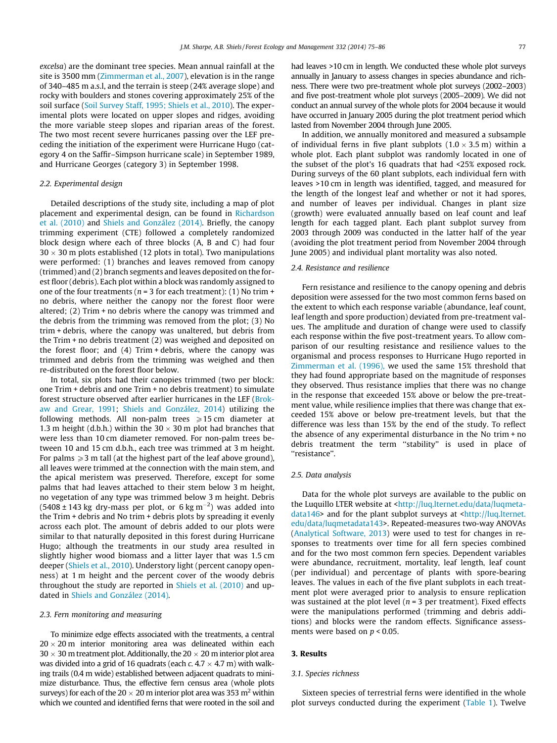excelsa) are the dominant tree species. Mean annual rainfall at the site is 3500 mm (Zimmerman et al., 2007), elevation is in the range of 340–485 m a.s.l, and the terrain is steep (24% average slope) and rocky with boulders and stones covering approximately 25% of the soil surface (Soil Survey Staff, 1995; Shiels et al., 2010). The experimental plots were located on upper slopes and ridges, avoiding the more variable steep slopes and riparian areas of the forest. The two most recent severe hurricanes passing over the LEF preceding the initiation of the experiment were Hurricane Hugo (category 4 on the Saffir–Simpson hurricane scale) in September 1989, and Hurricane Georges (category 3) in September 1998.

### 2.2. Experimental design

Detailed descriptions of the study site, including a map of plot placement and experimental design, can be found in Richardson et al. (2010) and Shiels and González (2014). Briefly, the canopy trimming experiment (CTE) followed a completely randomized block design where each of three blocks (A, B and C) had four $30 \times 30$ m plots established (12 plots in total). Two manipulations were performed: (1) branches and leaves removed from canopy (trimmed) and (2) branch segments and leaves deposited on the forest floor (debris). Each plot within a block was randomly assigned to one of the four treatments ($n = 3$ for each treatment): (1) No trim + no debris, where neither the canopy nor the forest floor were altered; (2) Trim + no debris where the canopy was trimmed and the debris from the trimming was removed from the plot; (3) No trim + debris, where the canopy was unaltered, but debris from the Trim + no debris treatment (2) was weighed and deposited on the forest floor; and (4) Trim + debris, where the canopy was trimmed and debris from the trimming was weighed and then re-distributed on the forest floor below.

In total, six plots had their canopies trimmed (two per block: one Trim + debris and one Trim + no debris treatment) to simulate forest structure observed after earlier hurricanes in the LEF (Brokaw and Grear, 1991; Shiels and González, 2014) utilizing the following methods. All non-palm trees $\geqslant 15$ cm diameter at 1.3 m height (d.b.h.) within the $30 \times 30$ m plot had branches that were less than 10 cm diameter removed. For non-palm trees between 10 and 15 cm d.b.h., each tree was trimmed at 3 m height. For palms $\geqslant 3$ m tall (at the highest part of the leaf above ground), all leaves were trimmed at the connection with the main stem, and the apical meristem was preserved. Therefore, except for some palms that had leaves attached to their stem below 3 m height, no vegetation of any type was trimmed below 3 m height. Debris ($5408 \pm 143$ kg dry-mass per plot, or 6 kg m$^{-2}$) was added into the Trim + debris and No trim + debris plots by spreading it evenly across each plot. The amount of debris added to our plots were similar to that naturally deposited in this forest during Hurricane Hugo; although the treatments in our study area resulted in slightly higher wood biomass and a litter layer that was 1.5 cm deeper (Shiels et al., 2010). Understory light (percent canopy openness) at 1 m height and the percent cover of the woody debris throughout the study are reported in Shiels et al. (2010) and updated in Shiels and González (2014).

### 2.3. Fern monitoring and measuring

To minimize edge effects associated with the treatments, a central $20 \times 20$ m interior monitoring area was delineated within each $30 \times 30$ m treatment plot. Additionally, the $20 \times 20$ m interior plot area was divided into a grid of 16 quadrats (each c. $4.7 \times 4.7$ m) with walking trails (0.4 m wide) established between adjacent quadrats to minimize disturbance. Thus, the effective fern census area (whole plots surveys) for each of the $20 \times 20$ m interior plot area was 353 m$^2$ within which we counted and identified ferns that were rooted in the soil and had leaves >10 cm in length. We conducted these whole plot surveys annually in January to assess changes in species abundance and richness. There were two pre-treatment whole plot surveys (2002–2003) and five post-treatment whole plot surveys (2005–2009). We did not conduct an annual survey of the whole plots for 2004 because it would have occurred in January 2005 during the plot treatment period which lasted from November 2004 through June 2005.

In addition, we annually monitored and measured a subsample of individual ferns in five plant subplots ($1.0 \times 3.5$ m) within a whole plot. Each plant subplot was randomly located in one of the subset of the plot's 16 quadrats that had <25% exposed rock. During surveys of the 60 plant subplots, each individual fern with leaves >10 cm in length was identified, tagged, and measured for the length of the longest leaf and whether or not it had spores, and number of leaves per individual. Changes in plant size (growth) were evaluated annually based on leaf count and leaf length for each tagged plant. Each plant subplot survey from 2003 through 2009 was conducted in the latter half of the year (avoiding the plot treatment period from November 2004 through June 2005) and individual plant mortality was also noted.

### 2.4. Resistance and resilience

Fern resistance and resilience to the canopy opening and debris deposition were assessed for the two most common ferns based on the extent to which each response variable (abundance, leaf count, leaf length and spore production) deviated from pre-treatment values. The amplitude and duration of change were used to classify each response within the five post-treatment years. To allow comparison of our resulting resistance and resilience values to the organismal and process responses to Hurricane Hugo reported in Zimmerman et al. (1996), we used the same 15% threshold that they had found appropriate based on the magnitude of responses they observed. Thus resistance implies that there was no change in the response that exceeded 15% above or below the pre-treatment value, while resilience implies that there was change that exceeded 15% above or below pre-treatment levels, but that the difference was less than 15% by the end of the study. To reflect the absence of any experimental disturbance in the No trim + no debris treatment the term "stability" is used in place of "resistance".

### 2.5. Data analysis

Data for the whole plot surveys are available to the public on the Luquillo LTER website at <http://luq.lternet.edu/data/luqmetadata146> and for the plant subplot surveys at <http://luq.lternet.edu/data/luqmetadata143>. Repeated-measures two-way ANOVAs (Analytical Software, 2013) were used to test for changes in responses to treatments over time for all fern species combined and for the two most common fern species. Dependent variables were abundance, recruitment, mortality, leaf length, leaf count (per individual) and percentage of plants with spore-bearing leaves. The values in each of the five plant subplots in each treatment plot were averaged prior to analysis to ensure replication was sustained at the plot level ($n = 3$ per treatment). Fixed effects were the manipulations performed (trimming and debris additions) and blocks were the random effects. Significance assessments were based on $p < 0.05$.

## 3. Results

### 3.1. Species richness

Sixteen species of terrestrial ferns were identified in the whole plot surveys conducted during the experiment (Table 1). Twelve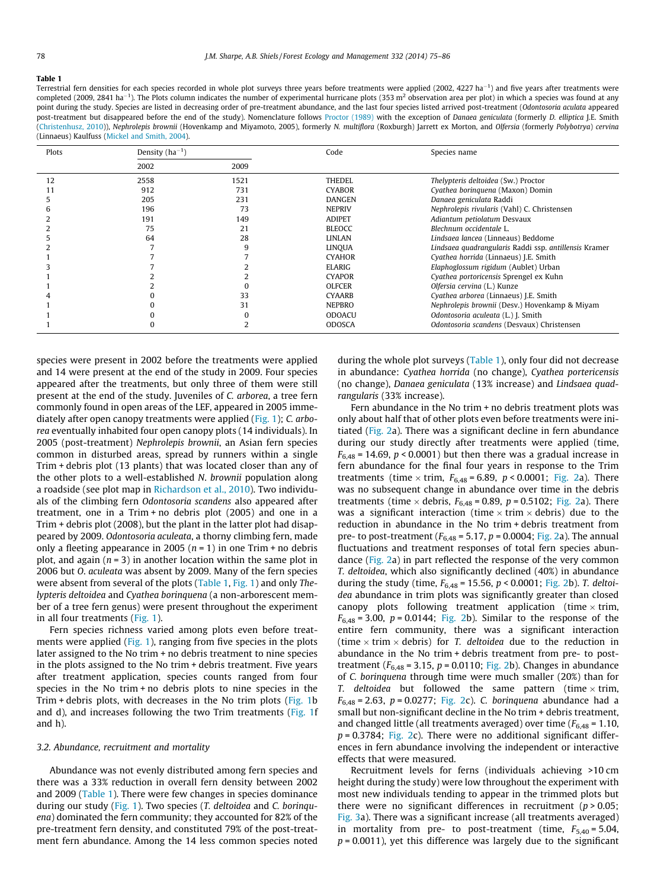**Table 1**

Terrestrial fern densities for each species recorded in whole plot surveys three years before treatments were applied (2002, 4227 ha$^{-1}$) and five years after treatments were completed (2009, 2841 ha$^{-1}$). The Plots column indicates the number of experimental hurricane plots (353 m$^2$ observation area per plot) in which a species was found at any point during the study. Species are listed in decreasing order of pre-treatment abundance, and the last four species listed arrived post-treatment (*Odontosoria aculata* appeared post-treatment but disappeared before the end of the study). Nomenclature follows Proctor (1989) with the exception of *Danaea geniculata* (formerly *D. elliptica* J.E. Smith (Christenhusz, 2010)), *Nephrolepis brownii* (Hovenkamp and Miyamoto, 2005), formerly *N. multiflora* (Roxburgh) Jarrett ex Morton, and *Olfersia* (formerly *Polybotrya*) *cervina* (Linnaeus) Kaulfuss (Mickel and Smith, 2004).

| Plots | Density (ha$^{-1}$) | | Code | Species name |
|---|---|---|---|---|
| | 2002 | 2009 | | |
| 12 | 2558 | 1521 | THEDEL | *Thelypteris deltoidea* (Sw.) Proctor |
| 11 | 912 | 731 | CYABOR | *Cyathea borinquena* (Maxon) Domin |
| 5 | 205 | 231 | DANGEN | *Danaea geniculata* Raddi |
| 6 | 196 | 73 | NEPRIV | *Nephrolepis rivularis* (Vahl) C. Christensen |
| 2 | 191 | 149 | ADIPET | *Adiantum petiolatum* Desvaux |
| 2 | 75 | 21 | BLEOCC | *Blechnum occidentale* L. |
| 5 | 64 | 28 | LINLAN | *Lindsaea lancea* (Linneaus) Beddome |
| 2 | 7 | 9 | LINQUA | *Lindsaea quadrangularis* Raddi ssp. *antillesis* Kramer |
| 1 | 7 | 7 | CYAHOR | *Cyathea horrida* (Linnaeus) J.E. Smith |
| 3 | 7 | 2 | ELARIG | *Elaphoglossum rigidum* (Aublet) Urban |
| 1 | 2 | 2 | CYAPOR | *Cyathea portoricensis* Sprengel ex Kuhn |
| 1 | 2 | 0 | OLFCER | *Olfersia cervina* (L.) Kunze |
| 4 | 0 | 33 | CYAARB | *Cyathea arborea* (Linnaeus) J.E. Smith |
| 1 | 0 | 31 | NEPBRO | *Nephrolepis brownii* (Desv.) Hovenkamp & Miyam |
| 1 | 0 | 0 | ODOACU | *Odontosoria aculeata* (L.) J. Smith |
| 1 | 0 | 2 | ODOSCA | *Odontosoria scandens* (Desvaux) Christensen |

species were present in 2002 before the treatments were applied and 14 were present at the end of the study in 2009. Four species appeared after the treatments, but only three of them were still present at the end of the study. Juveniles of *C. arborea*, a tree fern commonly found in open areas of the LEF, appeared in 2005 immediately after open canopy treatments were applied (Fig. 1); *C. arborea* eventually inhabited four open canopy plots (14 individuals). In 2005 (post-treatment) *Nephrolepis brownii*, an Asian fern species common in disturbed areas, spread by runners within a single Trim + debris plot (13 plants) that was located closer than any of the other plots to a well-established *N. brownii* population along a roadside (see plot map in Richardson et al., 2010). Two individuals of the climbing fern *Odontosoria scandens* also appeared after treatment, one in a Trim + no debris plot (2005) and one in a Trim + debris plot (2008), but the plant in the latter plot had disappeared by 2009. *Odontosoria aculeata*, a thorny climbing fern, made only a fleeting appearance in 2005 ($n = 1$) in one Trim + no debris plot, and again ($n = 3$) in another location within the same plot in 2006 but *O. aculeata* was absent by 2009. Many of the fern species were absent from several of the plots (Table 1, Fig. 1) and only *Thelypteris deltoidea* and *Cyathea borinquena* (a non-arborescent member of a tree fern genus) were present throughout the experiment in all four treatments (Fig. 1).

Fern species richness varied among plots even before treatments were applied (Fig. 1), ranging from five species in the plots later assigned to the No trim + no debris treatment to nine species in the plots assigned to the No trim + debris treatment. Five years after treatment application, species counts ranged from four species in the No trim + no debris plots to nine species in the Trim + debris plots, with decreases in the No trim plots (Fig. 1b and d), and increases following the two Trim treatments (Fig. 1f and h).

### 3.2. Abundance, recruitment and mortality

Abundance was not evenly distributed among fern species and there was a 33% reduction in overall fern density between 2002 and 2009 (Table 1). There were few changes in species dominance during our study (Fig. 1). Two species (*T. deltoidea* and *C. borinquena*) dominated the fern community; they accounted for 82% of the pre-treatment fern density, and constituted 79% of the post-treatment fern abundance. Among the 14 less common species noted during the whole plot surveys (Table 1), only four did not decrease in abundance: *Cyathea horrida* (no change), *Cyathea portericensis* (no change), *Danaea geniculata* (13% increase) and *Lindsaea quadrangularis* (33% increase).

Fern abundance in the No trim + no debris treatment plots was only about half that of other plots even before treatments were initiated (Fig. 2a). There was a significant decline in fern abundance during our study directly after treatments were applied (time, $F_{6,48} = 14.69$, $p < 0.0001$) but then there was a gradual increase in fern abundance for the final four years in response to the Trim treatments (time × trim, $F_{6,48} = 6.89$, $p < 0.0001$; Fig. 2a). There was no subsequent change in abundance over time in the debris treatments (time × debris, $F_{6,48} = 0.89$, $p = 0.5102$; Fig. 2a). There was a significant interaction (time × trim × debris) due to the reduction in abundance in the No trim + debris treatment from pre- to post-treatment ($F_{6,48} = 5.17$, $p = 0.0004$; Fig. 2a). The annual fluctuations and treatment responses of total fern species abundance (Fig. 2a) in part reflected the response of the very common *T. deltoidea*, which also significantly declined (40%) in abundance during the study (time, $F_{6,48} = 15.56$, $p < 0.0001$; Fig. 2b). *T. deltoidea* abundance in trim plots was significantly greater than closed canopy plots following treatment application (time × trim, $F_{6,48} = 3.00$, $p = 0.0144$; Fig. 2b). Similar to the response of the entire fern community, there was a significant interaction (time × trim × debris) for *T. deltoidea* due to the reduction in abundance in the No trim + debris treatment from pre- to post-treatment ($F_{6,48} = 3.15$, $p = 0.0110$; Fig. 2b). Changes in abundance of *C. borinquena* through time were much smaller (20%) than for *T. deltoidea* but followed the same pattern (time × trim, $F_{6,48} = 2.63$, $p = 0.0277$; Fig. 2c). *C. borinquena* abundance had a small but non-significant decline in the No trim + debris treatment, and changed little (all treatments averaged) over time ($F_{6,48} = 1.10$, $p = 0.3784$; Fig. 2c). There were no additional significant differences in fern abundance involving the independent or interactive effects that were measured.

Recruitment levels for ferns (individuals achieving >10 cm height during the study) were low throughout the experiment with most new individuals tending to appear in the trimmed plots but there were no significant differences in recruitment ($p > 0.05$; Fig. 3a). There was a significant increase (all treatments averaged) in mortality from pre- to post-treatment (time, $F_{5,40} = 5.04$, $p = 0.0011$), yet this difference was largely due to the significant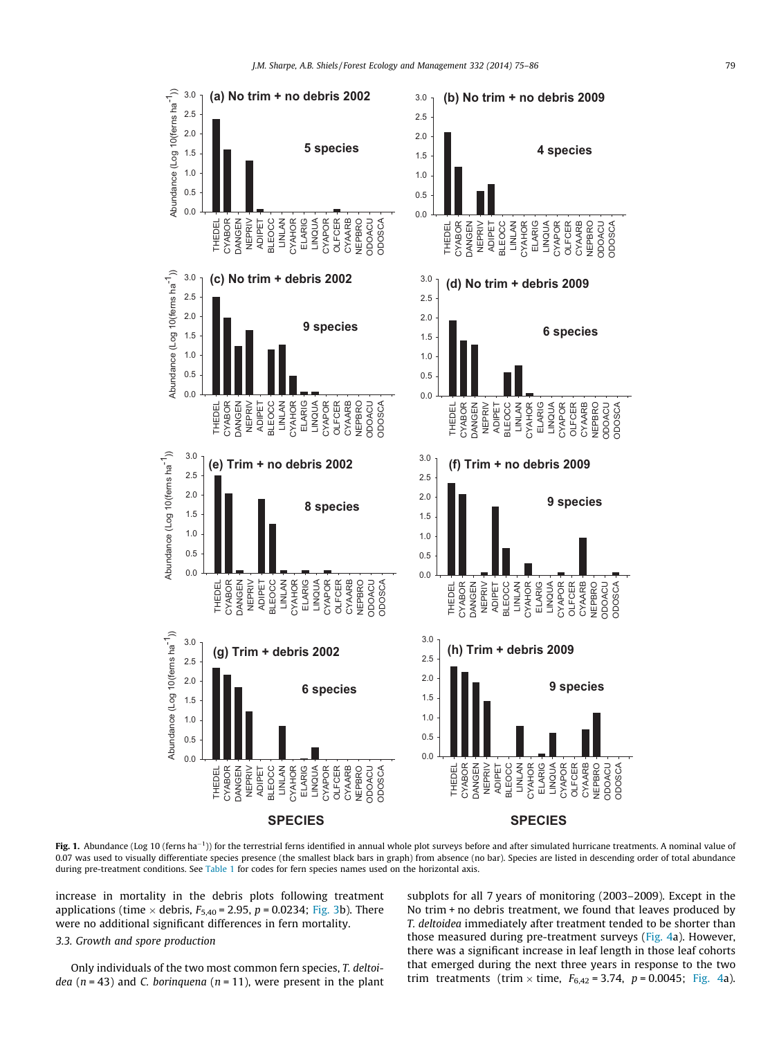**Fig. 1.** Abundance (Log 10 (ferns ha$^{-1}$)) for the terrestrial ferns identified in annual whole plot surveys before and after simulated hurricane treatments. A nominal value of 0.07 was used to visually differentiate species presence (the smallest black bars in graph) from absence (no bar). Species are listed in descending order of total abundance during pre-treatment conditions. See Table 1 for codes for fern species names used on the horizontal axis.

increase in mortality in the debris plots following treatment applications (time × debris, $F_{5,40} = 2.95$, $p = 0.0234$; Fig. 3b). There were no additional significant differences in fern mortality.

### 3.3. Growth and spore production

Only individuals of the two most common fern species, *T. deltoidea* ($n = 43$) and *C. borinquena* ($n = 11$), were present in the plant subplots for all 7 years of monitoring (2003–2009). Except in the No trim + no debris treatment, we found that leaves produced by *T. deltoidea* immediately after treatment tended to be shorter than those measured during pre-treatment surveys (Fig. 4a). However, there was a significant increase in leaf length in those leaf cohorts that emerged during the next three years in response to the two trim treatments (trim × time, $F_{6,42} = 3.74$, $p = 0.0045$; Fig. 4a).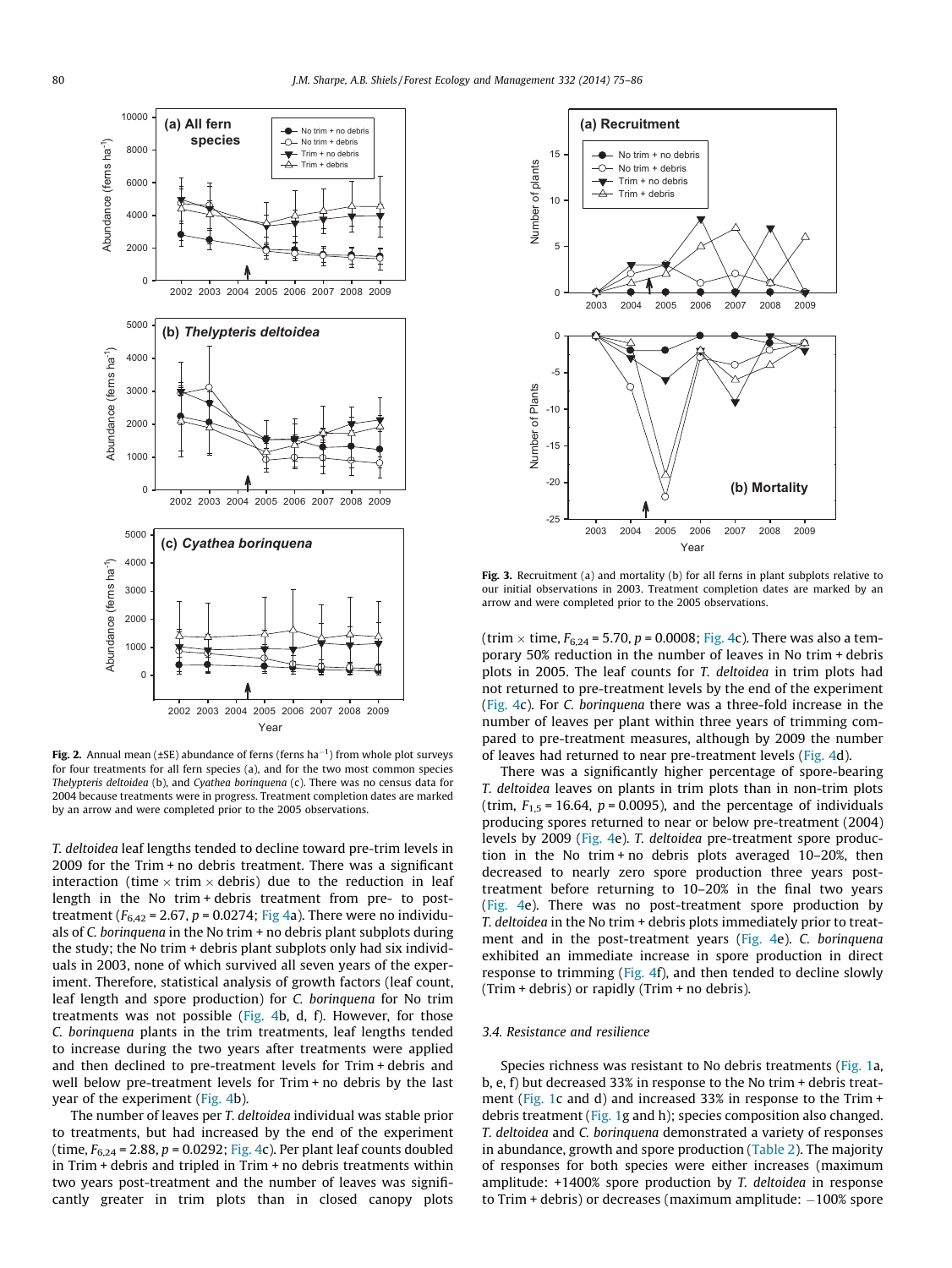Fig. 2. Annual mean (±SE) abundance of ferns (ferns ha$^{-1}$) from whole plot surveys for four treatments for all fern species (a), and for the two most common species *Thelypteris deltoidea* (b), and *Cyathea borinquena* (c). There was no census data for 2004 because treatments were in progress. Treatment completion dates are marked by an arrow and were completed prior to the 2005 observations.

*T. deltoidea* leaf lengths tended to decline toward pre-trim levels in 2009 for the Trim + no debris treatment. There was a significant interaction (time × trim × debris) due to the reduction in leaf length in the No trim + debris treatment from pre- to post-treatment ($F_{6,42}$ = 2.67, $p$ = 0.0274; Fig 4a). There were no individuals of *C. borinquena* in the No trim + no debris plant subplots during the study; the No trim + debris plant subplots only had six individuals in 2003, none of which survived all seven years of the experiment. Therefore, statistical analysis of growth factors (leaf count, leaf length and spore production) for *C. borinquena* for No trim treatments was not possible (Fig. 4b, d, f). However, for those *C. borinquena* plants in the trim treatments, leaf lengths tended to increase during the two years after treatments were applied and then declined to pre-treatment levels for Trim + debris and well below pre-treatment levels for Trim + no debris by the last year of the experiment (Fig. 4b).

The number of leaves per *T. deltoidea* individual was stable prior to treatments, but had increased by the end of the experiment (time, $F_{6,24}$ = 2.88, $p$ = 0.0292; Fig. 4c). Per plant leaf counts doubled in Trim + debris and tripled in Trim + no debris treatments within two years post-treatment and the number of leaves was significantly greater in trim plots than in closed canopy plots (trim × time, $F_{6,24}$ = 5.70, $p$ = 0.0008; Fig. 4c). There was also a temporary 50% reduction in the number of leaves in No trim + debris plots in 2005. The leaf counts for *T. deltoidea* in trim plots had not returned to pre-treatment levels by the end of the experiment (Fig. 4c). For *C. borinquena* there was a three-fold increase in the number of leaves per plant within three years of trimming compared to pre-treatment measures, although by 2009 the number of leaves had returned to near pre-treatment levels (Fig. 4d).

Fig. 3. Recruitment (a) and mortality (b) for all ferns in plant subplots relative to our initial observations in 2003. Treatment completion dates are marked by an arrow and were completed prior to the 2005 observations.

There was a significantly higher percentage of spore-bearing *T. deltoidea* leaves on plants in trim plots than in non-trim plots (trim, $F_{1,5}$ = 16.64, $p$ = 0.0095), and the percentage of individuals producing spores returned to near or below pre-treatment (2004) levels by 2009 (Fig. 4e). *T. deltoidea* pre-treatment spore production in the No trim + no debris plots averaged 10–20%, then decreased to nearly zero spore production three years post-treatment before returning to 10–20% in the final two years (Fig. 4e). There was no post-treatment spore production by *T. deltoidea* in the No trim + debris plots immediately prior to treatment and in the post-treatment years (Fig. 4e). *C. borinquena* exhibited an immediate increase in spore production in direct response to trimming (Fig. 4f), and then tended to decline slowly (Trim + debris) or rapidly (Trim + no debris).

### 3.4. Resistance and resilience

Species richness was resistant to No debris treatments (Fig. 1a, b, e, f) but decreased 33% in response to the No trim + debris treatment (Fig. 1c and d) and increased 33% in response to the Trim + debris treatment (Fig. 1g and h); species composition also changed. *T. deltoidea* and *C. borinquena* demonstrated a variety of responses in abundance, growth and spore production (Table 2). The majority of responses for both species were either increases (maximum amplitude: +1400% spore production by *T. deltoidea* in response to Trim + debris) or decreases (maximum amplitude: −100% spore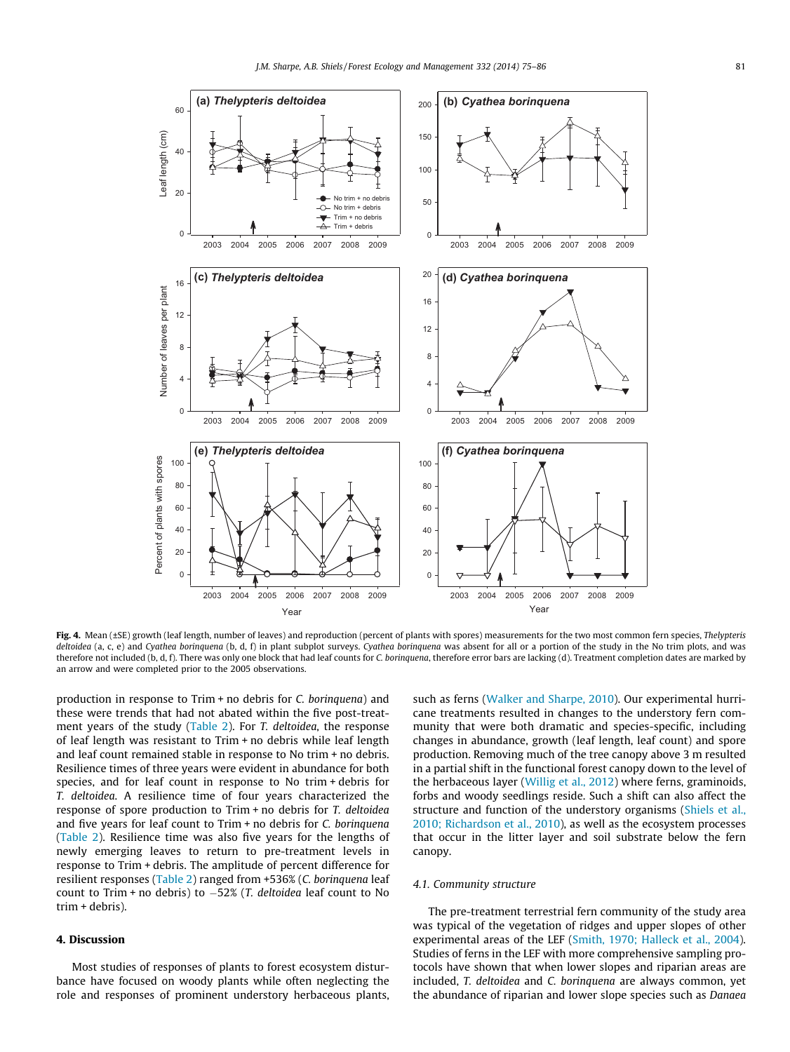**Fig. 4.** Mean (±SE) growth (leaf length, number of leaves) and reproduction (percent of plants with spores) measurements for the two most common fern species, *Thelypteris deltoidea* (a, c, e) and *Cyathea borinquena* (b, d, f) in plant subplot surveys. *Cyathea borinquena* was absent for all or a portion of the study in the No trim plots, and was therefore not included (b, d, f). There was only one block that had leaf counts for *C. borinquena*, therefore error bars are lacking (d). Treatment completion dates are marked by an arrow and were completed prior to the 2005 observations.

production in response to Trim + no debris for *C. borinquena*) and these were trends that had not abated within the five post-treatment years of the study (Table 2). For *T. deltoidea*, the response of leaf length was resistant to Trim + no debris while leaf length and leaf count remained stable in response to No trim + no debris. Resilience times of three years were evident in abundance for both species, and for leaf count in response to No trim + debris for *T. deltoidea*. A resilience time of four years characterized the response of spore production to Trim + no debris for *T. deltoidea* and five years for leaf count to Trim + no debris for *C. borinquena* (Table 2). Resilience time was also five years for the lengths of newly emerging leaves to return to pre-treatment levels in response to Trim + debris. The amplitude of percent difference for resilient responses (Table 2) ranged from +536% (*C. borinquena* leaf count to Trim + no debris) to −52% (*T. deltoidea* leaf count to No trim + debris).

## 4. Discussion

Most studies of responses of plants to forest ecosystem disturbance have focused on woody plants while often neglecting the role and responses of prominent understory herbaceous plants, such as ferns (Walker and Sharpe, 2010). Our experimental hurricane treatments resulted in changes to the understory fern community that were both dramatic and species-specific, including changes in abundance, growth (leaf length, leaf count) and spore production. Removing much of the tree canopy above 3 m resulted in a partial shift in the functional forest canopy down to the level of the herbaceous layer (Willig et al., 2012) where ferns, graminoids, forbs and woody seedlings reside. Such a shift can also affect the structure and function of the understory organisms (Shiels et al., 2010; Richardson et al., 2010), as well as the ecosystem processes that occur in the litter layer and soil substrate below the fern canopy.

### 4.1. Community structure

The pre-treatment terrestrial fern community of the study area was typical of the vegetation of ridges and upper slopes of other experimental areas of the LEF (Smith, 1970; Halleck et al., 2004). Studies of ferns in the LEF with more comprehensive sampling protocols have shown that when lower slopes and riparian areas are included, *T. deltoidea* and *C. borinquena* are always common, yet the abundance of riparian and lower slope species such as *Danaea*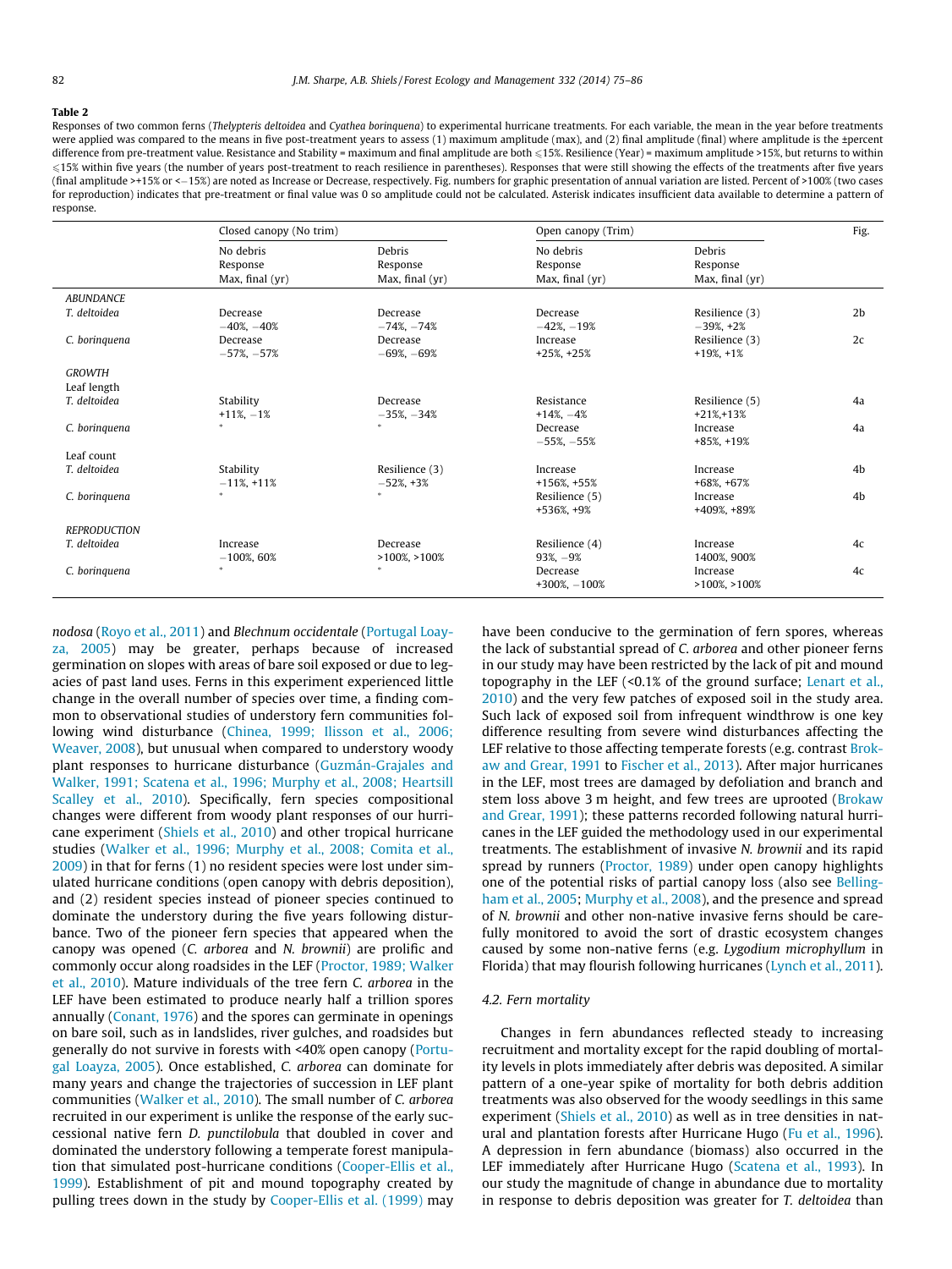**Table 2**
Responses of two common ferns (*Thelypteris deltoidea* and *Cyathea borinquena*) to experimental hurricane treatments. For each variable, the mean in the year before treatments were applied was compared to the means in five post-treatment years to assess (1) maximum amplitude (max), and (2) final amplitude (final) where amplitude is the ±percent difference from pre-treatment value. Resistance and Stability = maximum and final amplitude are both ⩽15%. Resilience (Year) = maximum amplitude >15%, but returns to within ⩽15% within five years (the number of years post-treatment to reach resilience in parentheses). Responses that were still showing the effects of the treatments after five years (final amplitude >+15% or <−15%) are noted as Increase or Decrease, respectively. Fig. numbers for graphic presentation of annual variation are listed. Percent of >100% (two cases for reproduction) indicates that pre-treatment or final value was 0 so amplitude could not be calculated. Asterisk indicates insufficient data available to determine a pattern of response.

| | Closed canopy (No trim) | | Open canopy (Trim) | | Fig. |
|---|---|---|---|---|---|
| | No debris Response Max, final (yr) | Debris Response Max, final (yr) | No debris Response Max, final (yr) | Debris Response Max, final (yr) | |
| *ABUNDANCE* | | | | | |
| *T. deltoidea* | Decrease −40%, −40% | Decrease −74%, −74% | Decrease −42%, −19% | Resilience (3) −39%, +2% | 2b |
| *C. borinquena* | Decrease −57%, −57% | Decrease −69%, −69% | Increase +25%, +25% | Resilience (3) +19%, +1% | 2c |
| *GROWTH* | | | | | |
| Leaf length | | | | | |
| *T. deltoidea* | Stability +11%, −1% | Decrease −35%, −34% | Resistance +14%, −4% | Resilience (5) +21%,+13% | 4a |
| *C. borinquena* | * | * | Decrease −55%, −55% | Increase +85%, +19% | 4a |
| Leaf count | | | | | |
| *T. deltoidea* | Stability −11%, +11% | Resilience (3) −52%, +3% | Increase +156%, +55% | Increase +68%, +67% | 4b |
| *C. borinquena* | * | * | Resilience (5) +536%, +9% | Increase +409%, +89% | 4b |
| *REPRODUCTION* | | | | | |
| *T. deltoidea* | Increase −100%, 60% | Decrease >100%, >100% | Resilience (4) 93%, −9% | Increase 1400%, 900% | 4c |
| *C. borinquena* | * | * | Decrease +300%, −100% | Increase >100%, >100% | 4c |

*nodosa* (Royo et al., 2011) and *Blechnum occidentale* (Portugal Loayza, 2005) may be greater, perhaps because of increased germination on slopes with areas of bare soil exposed or due to legacies of past land uses. Ferns in this experiment experienced little change in the overall number of species over time, a finding common to observational studies of understory fern communities following wind disturbance (Chinea, 1999; Ilisson et al., 2006; Weaver, 2008), but unusual when compared to understory woody plant responses to hurricane disturbance (Guzmán-Grajales and Walker, 1991; Scatena et al., 1996; Murphy et al., 2008; Heartsill Scalley et al., 2010). Specifically, fern species compositional changes were different from woody plant responses of our hurricane experiment (Shiels et al., 2010) and other tropical hurricane studies (Walker et al., 1996; Murphy et al., 2008; Comita et al., 2009) in that for ferns (1) no resident species were lost under simulated hurricane conditions (open canopy with debris deposition), and (2) resident species instead of pioneer species continued to dominate the understory during the five years following disturbance. Two of the pioneer fern species that appeared when the canopy was opened (*C. arborea* and *N. brownii*) are prolific and commonly occur along roadsides in the LEF (Proctor, 1989; Walker et al., 2010). Mature individuals of the tree fern *C. arborea* in the LEF have been estimated to produce nearly half a trillion spores annually (Conant, 1976) and the spores can germinate in openings on bare soil, such as in landslides, river gulches, and roadsides but generally do not survive in forests with <40% open canopy (Portugal Loayza, 2005). Once established, *C. arborea* can dominate for many years and change the trajectories of succession in LEF plant communities (Walker et al., 2010). The small number of *C. arborea* recruited in our experiment is unlike the response of the early successional native fern *D. punctilobula* that doubled in cover and dominated the understory following a temperate forest manipulation that simulated post-hurricane conditions (Cooper-Ellis et al., 1999). Establishment of pit and mound topography created by pulling trees down in the study by Cooper-Ellis et al. (1999) may have been conducive to the germination of fern spores, whereas the lack of substantial spread of *C. arborea* and other pioneer ferns in our study may have been restricted by the lack of pit and mound topography in the LEF (<0.1% of the ground surface; Lenart et al., 2010) and the very few patches of exposed soil in the study area. Such lack of exposed soil from infrequent windthrow is one key difference resulting from severe wind disturbances affecting the LEF relative to those affecting temperate forests (e.g. contrast Brokaw and Grear, 1991 to Fischer et al., 2013). After major hurricanes in the LEF, most trees are damaged by defoliation and branch and stem loss above 3 m height, and few trees are uprooted (Brokaw and Grear, 1991); these patterns recorded following natural hurricanes in the LEF guided the methodology used in our experimental treatments. The establishment of invasive *N. brownii* and its rapid spread by runners (Proctor, 1989) under open canopy highlights one of the potential risks of partial canopy loss (also see Bellingham et al., 2005; Murphy et al., 2008), and the presence and spread of *N. brownii* and other non-native invasive ferns should be carefully monitored to avoid the sort of drastic ecosystem changes caused by some non-native ferns (e.g. *Lygodium microphyllum* in Florida) that may flourish following hurricanes (Lynch et al., 2011).

### 4.2. Fern mortality

Changes in fern abundances reflected steady to increasing recruitment and mortality except for the rapid doubling of mortality levels in plots immediately after debris was deposited. A similar pattern of a one-year spike of mortality for both debris addition treatments was also observed for the woody seedlings in this same experiment (Shiels et al., 2010) as well as in tree densities in natural and plantation forests after Hurricane Hugo (Fu et al., 1996). A depression in fern abundance (biomass) also occurred in the LEF immediately after Hurricane Hugo (Scatena et al., 1993). In our study the magnitude of change in abundance due to mortality in response to debris deposition was greater for *T. deltoidea* than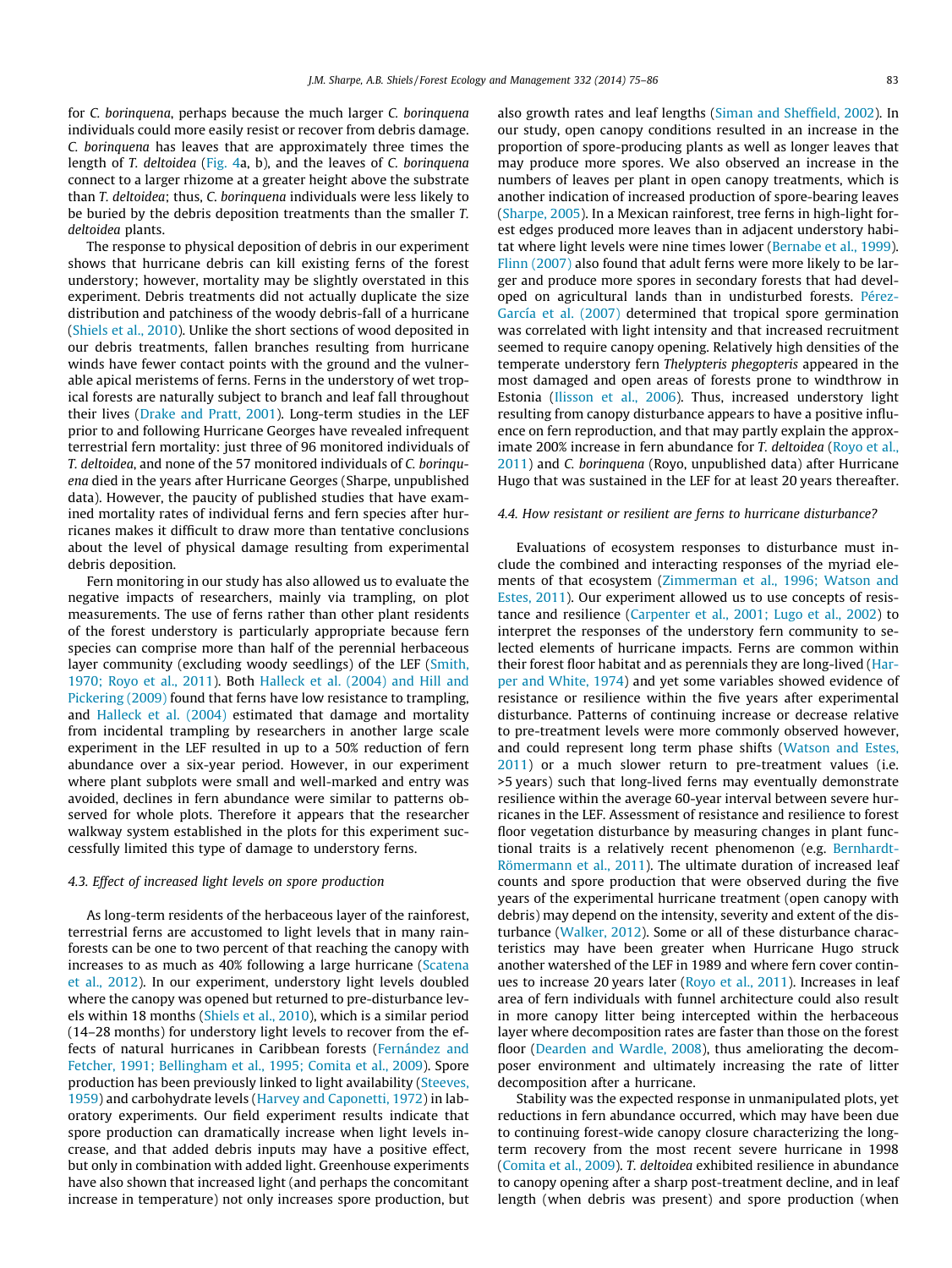for *C. borinquena*, perhaps because the much larger *C. borinquena* individuals could more easily resist or recover from debris damage. *C. borinquena* has leaves that are approximately three times the length of *T. deltoidea* (Fig. 4a, b), and the leaves of *C. borinquena* connect to a larger rhizome at a greater height above the substrate than *T. deltoidea*; thus, *C. borinquena* individuals were less likely to be buried by the debris deposition treatments than the smaller *T. deltoidea* plants.

The response to physical deposition of debris in our experiment shows that hurricane debris can kill existing ferns of the forest understory; however, mortality may be slightly overstated in this experiment. Debris treatments did not actually duplicate the size distribution and patchiness of the woody debris-fall of a hurricane (Shiels et al., 2010). Unlike the short sections of wood deposited in our debris treatments, fallen branches resulting from hurricane winds have fewer contact points with the ground and the vulnerable apical meristems of ferns. Ferns in the understory of wet tropical forests are naturally subject to branch and leaf fall throughout their lives (Drake and Pratt, 2001). Long-term studies in the LEF prior to and following Hurricane Georges have revealed infrequent terrestrial fern mortality: just three of 96 monitored individuals of *T. deltoidea*, and none of the 57 monitored individuals of *C. borinquena* died in the years after Hurricane Georges (Sharpe, unpublished data). However, the paucity of published studies that have examined mortality rates of individual ferns and fern species after hurricanes makes it difficult to draw more than tentative conclusions about the level of physical damage resulting from experimental debris deposition.

Fern monitoring in our study has also allowed us to evaluate the negative impacts of researchers, mainly via trampling, on plot measurements. The use of ferns rather than other plant residents of the forest understory is particularly appropriate because fern species can comprise more than half of the perennial herbaceous layer community (excluding woody seedlings) of the LEF (Smith, 1970; Royo et al., 2011). Both Halleck et al. (2004) and Hill and Pickering (2009) found that ferns have low resistance to trampling, and Halleck et al. (2004) estimated that damage and mortality from incidental trampling by researchers in another large scale experiment in the LEF resulted in up to a 50% reduction of fern abundance over a six-year period. However, in our experiment where plant subplots were small and well-marked and entry was avoided, declines in fern abundance were similar to patterns observed for whole plots. Therefore it appears that the researcher walkway system established in the plots for this experiment successfully limited this type of damage to understory ferns.

### 4.3. Effect of increased light levels on spore production

As long-term residents of the herbaceous layer of the rainforest, terrestrial ferns are accustomed to light levels that in many rainforests can be one to two percent of that reaching the canopy with increases to as much as 40% following a large hurricane (Scatena et al., 2012). In our experiment, understory light levels doubled where the canopy was opened but returned to pre-disturbance levels within 18 months (Shiels et al., 2010), which is a similar period (14–28 months) for understory light levels to recover from the effects of natural hurricanes in Caribbean forests (Fernández and Fetcher, 1991; Bellingham et al., 1995; Comita et al., 2009). Spore production has been previously linked to light availability (Steeves, 1959) and carbohydrate levels (Harvey and Caponetti, 1972) in laboratory experiments. Our field experiment results indicate that spore production can dramatically increase when light levels increase, and that added debris inputs may have a positive effect, but only in combination with added light. Greenhouse experiments have also shown that increased light (and perhaps the concomitant increase in temperature) not only increases spore production, but also growth rates and leaf lengths (Siman and Sheffield, 2002). In our study, open canopy conditions resulted in an increase in the proportion of spore-producing plants as well as longer leaves that may produce more spores. We also observed an increase in the numbers of leaves per plant in open canopy treatments, which is another indication of increased production of spore-bearing leaves (Sharpe, 2005). In a Mexican rainforest, tree ferns in high-light forest edges produced more leaves than in adjacent understory habitat where light levels were nine times lower (Bernabe et al., 1999). Flinn (2007) also found that adult ferns were more likely to be larger and produce more spores in secondary forests that had developed on agricultural lands than in undisturbed forests. Pérez-García et al. (2007) determined that tropical spore germination was correlated with light intensity and that increased recruitment seemed to require canopy opening. Relatively high densities of the temperate understory fern *Thelypteris phegopteris* appeared in the most damaged and open areas of forests prone to windthrow in Estonia (Ilisson et al., 2006). Thus, increased understory light resulting from canopy disturbance appears to have a positive influence on fern reproduction, and that may partly explain the approximate 200% increase in fern abundance for *T. deltoidea* (Royo et al., 2011) and *C. borinquena* (Royo, unpublished data) after Hurricane Hugo that was sustained in the LEF for at least 20 years thereafter.

### 4.4. How resistant or resilient are ferns to hurricane disturbance?

Evaluations of ecosystem responses to disturbance must include the combined and interacting responses of the myriad elements of that ecosystem (Zimmerman et al., 1996; Watson and Estes, 2011). Our experiment allowed us to use concepts of resistance and resilience (Carpenter et al., 2001; Lugo et al., 2002) to interpret the responses of the understory fern community to selected elements of hurricane impacts. Ferns are common within their forest floor habitat and as perennials they are long-lived (Harper and White, 1974) and yet some variables showed evidence of resistance or resilience within the five years after experimental disturbance. Patterns of continuing increase or decrease relative to pre-treatment levels were more commonly observed however, and could represent long term phase shifts (Watson and Estes, 2011) or a much slower return to pre-treatment values (i.e. >5 years) such that long-lived ferns may eventually demonstrate resilience within the average 60-year interval between severe hurricanes in the LEF. Assessment of resistance and resilience to forest floor vegetation disturbance by measuring changes in plant functional traits is a relatively recent phenomenon (e.g. Bernhardt-Römermann et al., 2011). The ultimate duration of increased leaf counts and spore production that were observed during the five years of the experimental hurricane treatment (open canopy with debris) may depend on the intensity, severity and extent of the disturbance (Walker, 2012). Some or all of these disturbance characteristics may have been greater when Hurricane Hugo struck another watershed of the LEF in 1989 and where fern cover continues to increase 20 years later (Royo et al., 2011). Increases in leaf area of fern individuals with funnel architecture could also result in more canopy litter being intercepted within the herbaceous layer where decomposition rates are faster than those on the forest floor (Dearden and Wardle, 2008), thus ameliorating the decomposer environment and ultimately increasing the rate of litter decomposition after a hurricane.

Stability was the expected response in unmanipulated plots, yet reductions in fern abundance occurred, which may have been due to continuing forest-wide canopy closure characterizing the long-term recovery from the most recent severe hurricane in 1998 (Comita et al., 2009). *T. deltoidea* exhibited resilience in abundance to canopy opening after a sharp post-treatment decline, and in leaf length (when debris was present) and spore production (when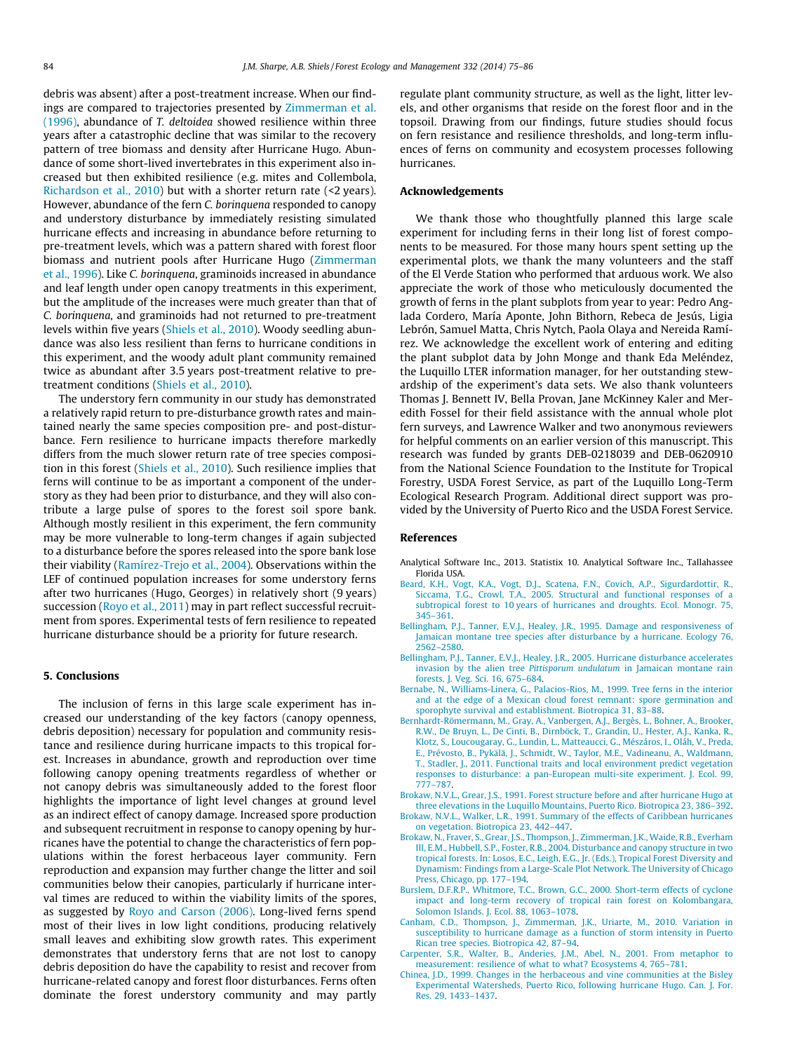debris was absent) after a post-treatment increase. When our findings are compared to trajectories presented by Zimmerman et al. (1996), abundance of *T. deltoidea* showed resilience within three years after a catastrophic decline that was similar to the recovery pattern of tree biomass and density after Hurricane Hugo. Abundance of some short-lived invertebrates in this experiment also increased but then exhibited resilience (e.g. mites and Collembola, Richardson et al., 2010) but with a shorter return rate (<2 years). However, abundance of the fern *C. borinquena* responded to canopy and understory disturbance by immediately resisting simulated hurricane effects and increasing in abundance before returning to pre-treatment levels, which was a pattern shared with forest floor biomass and nutrient pools after Hurricane Hugo (Zimmerman et al., 1996). Like *C. borinquena*, graminoids increased in abundance and leaf length under open canopy treatments in this experiment, but the amplitude of the increases were much greater than that of *C. borinquena*, and graminoids had not returned to pre-treatment levels within five years (Shiels et al., 2010). Woody seedling abundance was also less resilient than ferns to hurricane conditions in this experiment, and the woody adult plant community remained twice as abundant after 3.5 years post-treatment relative to pre-treatment conditions (Shiels et al., 2010).

The understory fern community in our study has demonstrated a relatively rapid return to pre-disturbance growth rates and maintained nearly the same species composition pre- and post-disturbance. Fern resilience to hurricane impacts therefore markedly differs from the much slower return rate of tree species composition in this forest (Shiels et al., 2010). Such resilience implies that ferns will continue to be as important a component of the understory as they had been prior to disturbance, and they will also contribute a large pulse of spores to the forest soil spore bank. Although mostly resilient in this experiment, the fern community may be more vulnerable to long-term changes if again subjected to a disturbance before the spores released into the spore bank lose their viability (Ramírez-Trejo et al., 2004). Observations within the LEF of continued population increases for some understory ferns after two hurricanes (Hugo, Georges) in relatively short (9 years) succession (Royo et al., 2011) may in part reflect successful recruitment from spores. Experimental tests of fern resilience to repeated hurricane disturbance should be a priority for future research.

## 5. Conclusions

The inclusion of ferns in this large scale experiment has increased our understanding of the key factors (canopy openness, debris deposition) necessary for population and community resistance and resilience during hurricane impacts to this tropical forest. Increases in abundance, growth and reproduction over time following canopy opening treatments regardless of whether or not canopy debris was simultaneously added to the forest floor highlights the importance of light level changes at ground level as an indirect effect of canopy damage. Increased spore production and subsequent recruitment in response to canopy opening by hurricanes have the potential to change the characteristics of fern populations within the forest herbaceous layer community. Fern reproduction and expansion may further change the litter and soil communities below their canopies, particularly if hurricane interval times are reduced to within the viability limits of the spores, as suggested by Royo and Carson (2006). Long-lived ferns spend most of their lives in low light conditions, producing relatively small leaves and exhibiting slow growth rates. This experiment demonstrates that understory ferns that are not lost to canopy debris deposition do have the capability to resist and recover from hurricane-related canopy and forest floor disturbances. Ferns often dominate the forest understory community and may partly regulate plant community structure, as well as the light, litter levels, and other organisms that reside on the forest floor and in the topsoil. Drawing from our findings, future studies should focus on fern resistance and resilience thresholds, and long-term influences of ferns on community and ecosystem processes following hurricanes.

## Acknowledgements

We thank those who thoughtfully planned this large scale experiment for including ferns in their long list of forest components to be measured. For those many hours spent setting up the experimental plots, we thank the many volunteers and the staff of the El Verde Station who performed that arduous work. We also appreciate the work of those who meticulously documented the growth of ferns in the plant subplots from year to year: Pedro Anglada Cordero, María Aponte, John Bithorn, Rebeca de Jesús, Ligia Lebrón, Samuel Matta, Chris Nytch, Paola Olaya and Nereida Ramírez. We acknowledge the excellent work of entering and editing the plant subplot data by John Monge and thank Eda Meléndez, the Luquillo LTER information manager, for her outstanding stewardship of the experiment's data sets. We also thank volunteers Thomas J. Bennett IV, Bella Provan, Jane McKinney Kaler and Meredith Fossel for their field assistance with the annual whole plot fern surveys, and Lawrence Walker and two anonymous reviewers for helpful comments on an earlier version of this manuscript. This research was funded by grants DEB-0218039 and DEB-0620910 from the National Science Foundation to the Institute for Tropical Forestry, USDA Forest Service, as part of the Luquillo Long-Term Ecological Research Program. Additional direct support was provided by the University of Puerto Rico and the USDA Forest Service.

## References

Analytical Software Inc., 2013. Statistix 10. Analytical Software Inc., Tallahassee Florida USA.

Beard, K.H., Vogt, K.A., Vogt, D.J., Scatena, F.N., Covich, A.P., Sigurdardottir, R., Siccama, T.G., Crowl, T.A., 2005. Structural and functional responses of a subtropical forest to 10 years of hurricanes and droughts. Ecol. Monogr. 75, 345–361.

Bellingham, P.J., Tanner, E.V.J., Healey, J.R., 1995. Damage and responsiveness of Jamaican montane tree species after disturbance by a hurricane. Ecology 76, 2562–2580.

Bellingham, P.J., Tanner, E.V.J., Healey, J.R., 2005. Hurricane disturbance accelerates invasion by the alien tree *Pittisporum undulatum* in Jamaican montane rain forests. J. Veg. Sci. 16, 675–684.

Bernabe, N., Williams-Linera, G., Palacios-Rios, M., 1999. Tree ferns in the interior and at the edge of a Mexican cloud forest remnant: spore germination and sporophyte survival and establishment. Biotropica 31, 83–88.

Bernhardt-Römermann, M., Gray, A., Vanbergen, A.J., Bergès, L., Bohner, A., Brooker, R.W., De Bruyn, L., De Cinti, B., Dirnböck, T., Grandin, U., Hester, A.J., Kanka, R., Klotz, S., Loucougaray, G., Lundin, L., Matteaucci, G., Mészáros, I., Oláh, V., Preda, E., Prévosto, B., Pykälä, J., Schmidt, W., Taylor, M.E., Vadineanu, A., Waldmann, T., Stadler, J., 2011. Functional traits and local environment predict vegetation responses to disturbance: a pan-European multi-site experiment. J. Ecol. 99, 777–787.

Brokaw, N.V.L., Grear, J.S., 1991. Forest structure before and after hurricane Hugo at three elevations in the Luquillo Mountains, Puerto Rico. Biotropica 23, 386–392.

Brokaw, N.V.L., Walker, L.R., 1991. Summary of the effects of Caribbean hurricanes on vegetation. Biotropica 23, 442–447.

Brokaw, N., Fraver, S., Grear, J.S., Thompson, J., Zimmerman, J.K., Waide, R.B., Everham III, E.M., Hubbell, S.P., Foster, R.B., 2004. Disturbance and canopy structure in two tropical forests. In: Losos, E.C., Leigh, E.G., Jr. (Eds.), Tropical Forest Diversity and Dynamism: Findings from a Large-Scale Plot Network. The University of Chicago Press, Chicago, pp. 177–194.

Burslem, D.F.R.P., Whitmore, T.C., Brown, G.C., 2000. Short-term effects of cyclone impact and long-term recovery of tropical rain forest on Kolombangara, Solomon Islands. J. Ecol. 88, 1063–1078.

Canham, C.D., Thompson, J., Zimmerman, J.K., Uriarte, M., 2010. Variation in susceptibility to hurricane damage as a function of storm intensity in Puerto Rican tree species. Biotropica 42, 87–94.

Carpenter, S.R., Walter, B., Anderies, J.M., Abel, N., 2001. From metaphor to measurement: resilience of what to what? Ecosystems 4, 765–781.

Chinea, J.D., 1999. Changes in the herbaceous and vine communities at the Bisley Experimental Watersheds, Puerto Rico, following hurricane Hugo. Can. J. For. Res. 29, 1433–1437.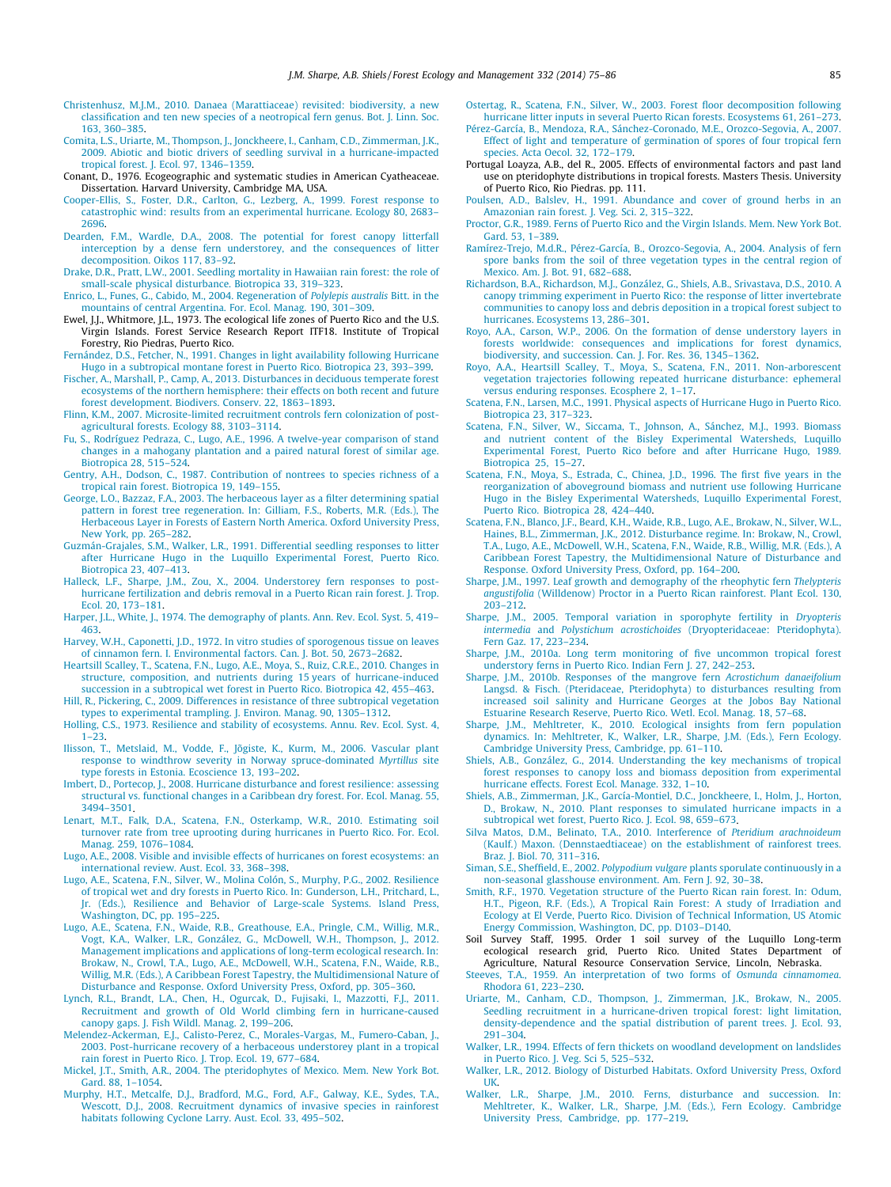Christenhusz, M.J.M., 2010. Danaea (Marattiaceae) revisited: biodiversity, a new classification and ten new species of a neotropical fern genus. Bot. J. Linn. Soc. 163, 360–385.

Comita, L.S., Uriarte, M., Thompson, J., Jonckheere, I., Canham, C.D., Zimmerman, J.K., 2009. Abiotic and biotic drivers of seedling survival in a hurricane-impacted tropical forest. J. Ecol. 97, 1346–1359.

Conant, D., 1976. Ecogeographic and systematic studies in American Cyatheaceae. Dissertation. Harvard University, Cambridge MA, USA.

Cooper-Ellis, S., Foster, D.R., Carlton, G., Lezberg, A., 1999. Forest response to catastrophic wind: results from an experimental hurricane. Ecology 80, 2683–2696.

Dearden, F.M., Wardle, D.A., 2008. The potential for forest canopy litterfall interception by a dense fern understorey, and the consequences for litter decomposition. Oikos 117, 83–92.

Drake, D.R., Pratt, L.W., 2001. Seedling mortality in Hawaiian rain forest: the role of small-scale physical disturbance. Biotropica 33, 319–323.

Enrico, L., Funes, G., Cabido, M., 2004. Regeneration of *Polylepis australis* Bitt. in the mountains of central Argentina. For. Ecol. Manag. 190, 301–309.

Ewel, J.J., Whitmore, J.L., 1973. The ecological life zones of Puerto Rico and the U.S. Virgin Islands. Forest Service Research Report ITF18. Institute of Tropical Forestry, Rio Piedras, Puerto Rico.

Fernández, D.S., Fetcher, N., 1991. Changes in light availability following Hurricane Hugo in a subtropical montane forest in Puerto Rico. Biotropica 23, 393–399.

Fischer, A., Marshall, P., Camp, A., 2013. Disturbances in deciduous temperate forest ecosystems of the northern hemisphere: their effects on both recent and future forest development. Biodivers. Conserv. 22, 1863–1893.

Flinn, K.M., 2007. Microsite-limited recruitment controls fern colonization of post-agricultural forests. Ecology 88, 3103–3114.

Fu, S., Rodríguez Pedraza, C., Lugo, A.E., 1996. A twelve-year comparison of stand changes in a mahogany plantation and a paired natural forest of similar age. Biotropica 28, 515–524.

Gentry, A.H., Dodson, C., 1987. Contribution of nontrees to species richness of a tropical rain forest. Biotropica 19, 149–155.

George, L.O., Bazzaz, F.A., 2003. The herbaceous layer as a filter determining spatial pattern in forest tree regeneration. In: Gilliam, F.S., Roberts, M.R. (Eds.), The Herbaceous Layer in Forests of Eastern North America. Oxford University Press, New York, pp. 265–282.

Guzmán-Grajales, S.M., Walker, L.R., 1991. Differential seedling responses to litter after Hurricane Hugo in the Luquillo Experimental Forest, Puerto Rico. Biotropica 23, 407–413.

Halleck, L.F., Sharpe, J.M., Zou, X., 2004. Understorey fern responses to post-hurricane fertilization and debris removal in a Puerto Rican rain forest. J. Trop. Ecol. 20, 173–181.

Harper, J.L., White, J., 1974. The demography of plants. Ann. Rev. Ecol. Syst. 5, 419–463.

Harvey, W.H., Caponetti, J.D., 1972. In vitro studies of sporogenous tissue on leaves of cinnamon fern. I. Environmental factors. Can. J. Bot. 50, 2673–2682.

Heartsill Scalley, T., Scatena, F.N., Lugo, A.E., Moya, S., Ruiz, C.R.E., 2010. Changes in structure, composition, and nutrients during 15 years of hurricane-induced succession in a subtropical wet forest in Puerto Rico. Biotropica 42, 455–463.

Hill, R., Pickering, C., 2009. Differences in resistance of three subtropical vegetation types to experimental trampling. J. Environ. Manag. 90, 1305–1312.

Holling, C.S., 1973. Resilience and stability of ecosystems. Annu. Rev. Ecol. Syst. 4, 1–23.

Ilisson, T., Metslaid, M., Vodde, F., Jõgiste, K., Kurm, M., 2006. Vascular plant response to windthrow severity in Norway spruce-dominated *Myrtillus* site type forests in Estonia. Ecoscience 13, 193–202.

Imbert, D., Portecop, J., 2008. Hurricane disturbance and forest resilience: assessing structural vs. functional changes in a Caribbean dry forest. For. Ecol. Manag. 55, 3494–3501.

Lenart, M.T., Falk, D.A., Scatena, F.N., Osterkamp, W.R., 2010. Estimating soil turnover rate from tree uprooting during hurricanes in Puerto Rico. For. Ecol. Manag. 259, 1076–1084.

Lugo, A.E., 2008. Visible and invisible effects of hurricanes on forest ecosystems: an international review. Aust. Ecol. 33, 368–398.

Lugo, A.E., Scatena, F.N., Silver, W., Molina Colón, S., Murphy, P.G., 2002. Resilience of tropical wet and dry forests in Puerto Rico. In: Gunderson, L.H., Pritchard, L., Jr. (Eds.), Resilience and Behavior of Large-scale Systems. Island Press, Washington, DC, pp. 195–225.

Lugo, A.E., Scatena, F.N., Waide, R.B., Greathouse, E.A., Pringle, C.M., Willig, M.R., Vogt, K.A., Walker, L.R., González, G., McDowell, W.H., Thompson, J., 2012. Management implications and applications of long-term ecological research. In: Brokaw, N., Crowl, T.A., Lugo, A.E., McDowell, W.H., Scatena, F.N., Waide, R.B., Willig, M.R. (Eds.), A Caribbean Forest Tapestry, the Multidimensional Nature of Disturbance and Response. Oxford University Press, Oxford, pp. 305–360.

Lynch, R.L., Brandt, L.A., Chen, H., Ogurcak, D., Fujisaki, I., Mazzotti, F.J., 2011. Recruitment and growth of Old World climbing fern in hurricane-caused canopy gaps. J. Fish Wildl. Manag. 2, 199–206.

Melendez-Ackerman, E.J., Calisto-Perez, C., Morales-Vargas, M., Fumero-Caban, J., 2003. Post-hurricane recovery of a herbaceous understory plant in a tropical rain forest in Puerto Rico. J. Trop. Ecol. 19, 677–684.

Mickel, J.T., Smith, A.R., 2004. The pteridophytes of Mexico. Mem. New York Bot. Gard. 88, 1–1054.

Murphy, H.T., Metcalfe, D.J., Bradford, M.G., Ford, A.F., Galway, K.E., Sydes, T.A., Wescott, D.J., 2008. Recruitment dynamics of invasive species in rainforest habitats following Cyclone Larry. Aust. Ecol. 33, 495–502.

Ostertag, R., Scatena, F.N., Silver, W., 2003. Forest floor decomposition following hurricane litter inputs in several Puerto Rican forests. Ecosystems 61, 261–273.

Pérez-García, B., Mendoza, R.A., Sánchez-Coronado, M.E., Orozco-Segovia, A., 2007. Effect of light and temperature of germination of spores of four tropical fern species. Acta Oecol. 32, 172–179.

Portugal Loayza, A.B., del R., 2005. Effects of environmental factors and past land use on pteridophyte distributions in tropical forests. Masters Thesis. University of Puerto Rico, Rio Piedras. pp. 111.

Poulsen, A.D., Balslev, H., 1991. Abundance and cover of ground herbs in an Amazonian rain forest. J. Veg. Sci. 2, 315–322.

Proctor, G.R., 1989. Ferns of Puerto Rico and the Virgin Islands. Mem. New York Bot. Gard. 53, 1–389.

Ramírez-Trejo, M.d.R., Pérez-García, B., Orozco-Segovia, A., 2004. Analysis of fern spore banks from the soil of three vegetation types in the central region of Mexico. Am. J. Bot. 91, 682–688.

Richardson, B.A., Richardson, M.J., González, G., Shiels, A.B., Srivastava, D.S., 2010. A canopy trimming experiment in Puerto Rico: the response of litter invertebrate communities to canopy loss and debris deposition in a tropical forest subject to hurricanes. Ecosystems 13, 286–301.

Royo, A.A., Carson, W.P., 2006. On the formation of dense understory layers in forests worldwide: consequences and implications for forest dynamics, biodiversity, and succession. Can. J. For. Res. 36, 1345–1362.

Royo, A.A., Heartsill Scalley, T., Moya, S., Scatena, F.N., 2011. Non-arborescent vegetation trajectories following repeated hurricane disturbance: ephemeral versus enduring responses. Ecosphere 2, 1–17.

Scatena, F.N., Larsen, M.C., 1991. Physical aspects of Hurricane Hugo in Puerto Rico. Biotropica 23, 317–323.

Scatena, F.N., Silver, W., Siccama, T., Johnson, A., Sánchez, M.J., 1993. Biomass and nutrient content of the Bisley Experimental Watersheds, Luquillo Experimental Forest, Puerto Rico before and after Hurricane Hugo, 1989. Biotropica 25, 15–27.

Scatena, F.N., Moya, S., Estrada, C., Chinea, J.D., 1996. The first five years in the reorganization of aboveground biomass and nutrient use following Hurricane Hugo in the Bisley Experimental Watersheds, Luquillo Experimental Forest, Puerto Rico. Biotropica 28, 424–440.

Scatena, F.N., Blanco, J.F., Beard, K.H., Waide, R.B., Lugo, A.E., Brokaw, N., Silver, W.L., Haines, B.L., Zimmerman, J.K., 2012. Disturbance regime. In: Brokaw, N., Crowl, T.A., Lugo, A.E., McDowell, W.H., Scatena, F.N., Waide, R.B., Willig, M.R. (Eds.), A Caribbean Forest Tapestry, the Multidimensional Nature of Disturbance and Response. Oxford University Press, Oxford, pp. 164–200.

Sharpe, J.M., 1997. Leaf growth and demography of the rheophytic fern *Thelypteris angustifolia* (Willdenow) Proctor in a Puerto Rican rainforest. Plant Ecol. 130, 203–212.

Sharpe, J.M., 2005. Temporal variation in sporophyte fertility in *Dryopteris intermedia* and *Polystichum acrostichoides* (Dryopteridaceae: Pteridophyta). Fern Gaz. 17, 223–234.

Sharpe, J.M., 2010a. Long term monitoring of five uncommon tropical forest understory ferns in Puerto Rico. Indian Fern J. 27, 242–253.

Sharpe, J.M., 2010b. Responses of the mangrove fern *Acrostichum danaeifolium* Langsd. & Fisch. (Pteridaceae, Pteridophyta) to disturbances resulting from increased soil salinity and Hurricane Georges at the Jobos Bay National Estuarine Research Reserve, Puerto Rico. Wetl. Ecol. Manag. 18, 57–68.

Sharpe, J.M., Mehltreter, K., 2010. Ecological insights from fern population dynamics. In: Mehltreter, K., Walker, L.R., Sharpe, J.M. (Eds.), Fern Ecology. Cambridge University Press, Cambridge, pp. 61–110.

Shiels, A.B., González, G., 2014. Understanding the key mechanisms of tropical forest responses to canopy loss and biomass deposition from experimental hurricane effects. Forest Ecol. Manage. 332, 1–10.

Shiels, A.B., Zimmerman, J.K., García-Montiel, D.C., Jonckheere, I., Holm, J., Horton, D., Brokaw, N., 2010. Plant responses to simulated hurricane impacts in a subtropical wet forest, Puerto Rico. J. Ecol. 98, 659–673.

Silva Matos, D.M., Belinato, T.A., 2010. Interference of *Pteridium arachnoideum* (Kaulf.) Maxon. (Dennstaedtiaceae) on the establishment of rainforest trees. Braz. J. Biol. 70, 311–316.

Siman, S.E., Sheffield, E., 2002. *Polypodium vulgare* plants sporulate continuously in a non-seasonal glasshouse environment. Am. Fern J. 92, 30–38.

Smith, R.F., 1970. Vegetation structure of the Puerto Rican rain forest. In: Odum, H.T., Pigeon, R.F. (Eds.), A Tropical Rain Forest: A study of Irradiation and Ecology at El Verde, Puerto Rico. Division of Technical Information, US Atomic Energy Commission, Washington, DC, pp. D103–D140.

Soil Survey Staff, 1995. Order 1 soil survey of the Luquillo Long-term ecological research grid, Puerto Rico. United States Department of Agriculture, Natural Resource Conservation Service, Lincoln, Nebraska.

Steeves, T.A., 1959. An interpretation of two forms of *Osmunda cinnamomea*. Rhodora 61, 223–230.

Uriarte, M., Canham, C.D., Thompson, J., Zimmerman, J.K., Brokaw, N., 2005. Seedling recruitment in a hurricane-driven tropical forest: light limitation, density-dependence and the spatial distribution of parent trees. J. Ecol. 93, 291–304.

Walker, L.R., 1994. Effects of fern thickets on woodland development on landslides in Puerto Rico. J. Veg. Sci 5, 525–532.

Walker, L.R., 2012. Biology of Disturbed Habitats. Oxford University Press, Oxford UK.

Walker, L.R., Sharpe, J.M., 2010. Ferns, disturbance and succession. In: Mehltreter, K., Walker, L.R., Sharpe, J.M. (Eds.), Fern Ecology. Cambridge University Press, Cambridge, pp. 177–219.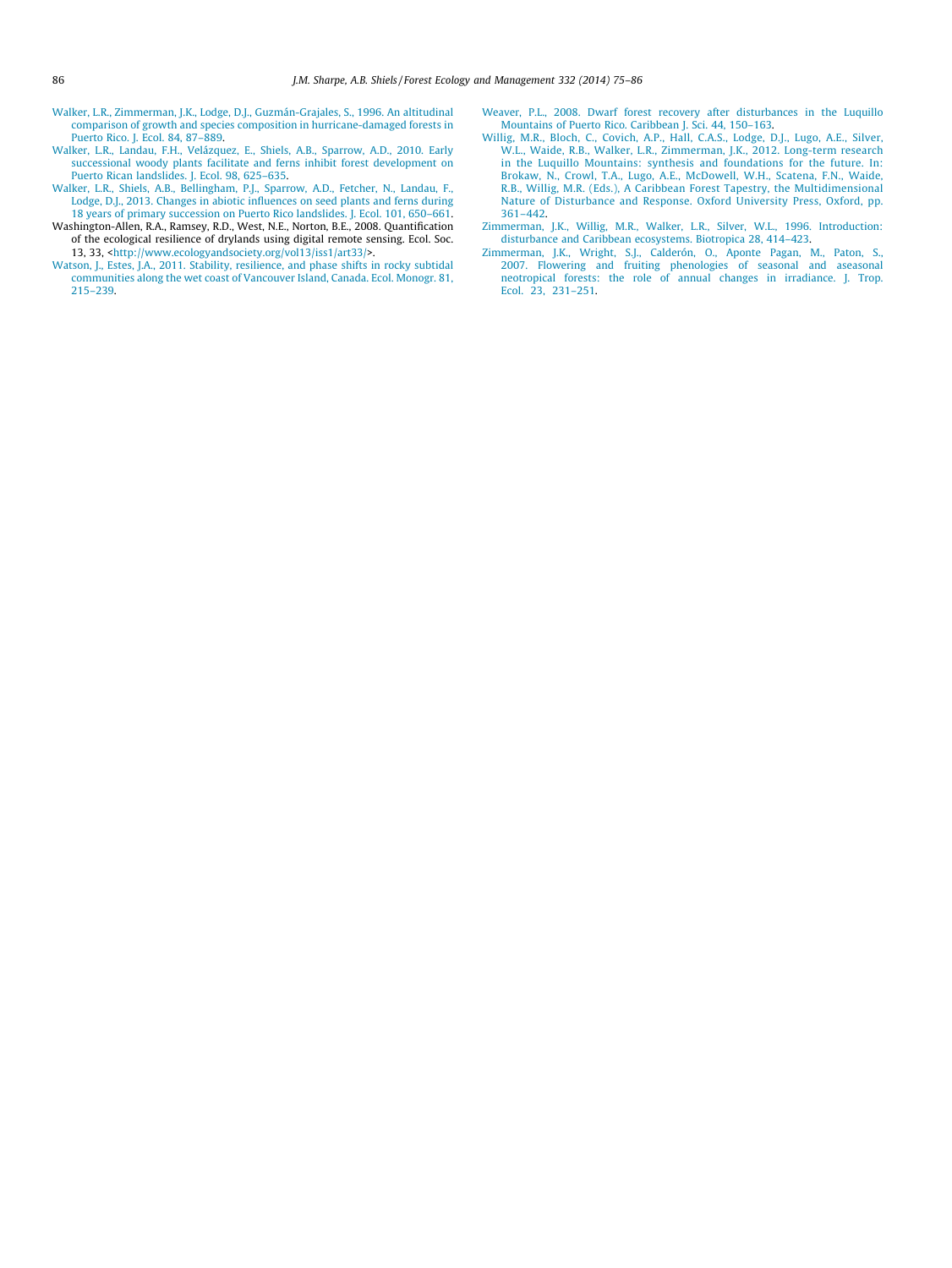Walker, L.R., Zimmerman, J.K., Lodge, D.J., Guzmán-Grajales, S., 1996. An altitudinal comparison of growth and species composition in hurricane-damaged forests in Puerto Rico. J. Ecol. 84, 87–889.

Walker, L.R., Landau, F.H., Velázquez, E., Shiels, A.B., Sparrow, A.D., 2010. Early successional woody plants facilitate and ferns inhibit forest development on Puerto Rican landslides. J. Ecol. 98, 625–635.

Walker, L.R., Shiels, A.B., Bellingham, P.J., Sparrow, A.D., Fetcher, N., Landau, F., Lodge, D.J., 2013. Changes in abiotic influences on seed plants and ferns during 18 years of primary succession on Puerto Rico landslides. J. Ecol. 101, 650–661.

Washington-Allen, R.A., Ramsey, R.D., West, N.E., Norton, B.E., 2008. Quantification of the ecological resilience of drylands using digital remote sensing. Ecol. Soc. 13, 33, <http://www.ecologyandsociety.org/vol13/iss1/art33/>.

Watson, J., Estes, J.A., 2011. Stability, resilience, and phase shifts in rocky subtidal communities along the wet coast of Vancouver Island, Canada. Ecol. Monogr. 81, 215–239.

Weaver, P.L., 2008. Dwarf forest recovery after disturbances in the Luquillo Mountains of Puerto Rico. Caribbean J. Sci. 44, 150–163.

Willig, M.R., Bloch, C., Covich, A.P., Hall, C.A.S., Lodge, D.J., Lugo, A.E., Silver, W.L., Waide, R.B., Walker, L.R., Zimmerman, J.K., 2012. Long-term research in the Luquillo Mountains: synthesis and foundations for the future. In: Brokaw, N., Crowl, T.A., Lugo, A.E., McDowell, W.H., Scatena, F.N., Waide, R.B., Willig, M.R. (Eds.), A Caribbean Forest Tapestry, the Multidimensional Nature of Disturbance and Response. Oxford University Press, Oxford, pp. 361–442.

Zimmerman, J.K., Willig, M.R., Walker, L.R., Silver, W.L., 1996. Introduction: disturbance and Caribbean ecosystems. Biotropica 28, 414–423.

Zimmerman, J.K., Wright, S.J., Calderón, O., Aponte Pagan, M., Paton, S., 2007. Flowering and fruiting phenologies of seasonal and aseasonal neotropical forests: the role of annual changes in irradiance. J. Trop. Ecol. 23, 231–251.